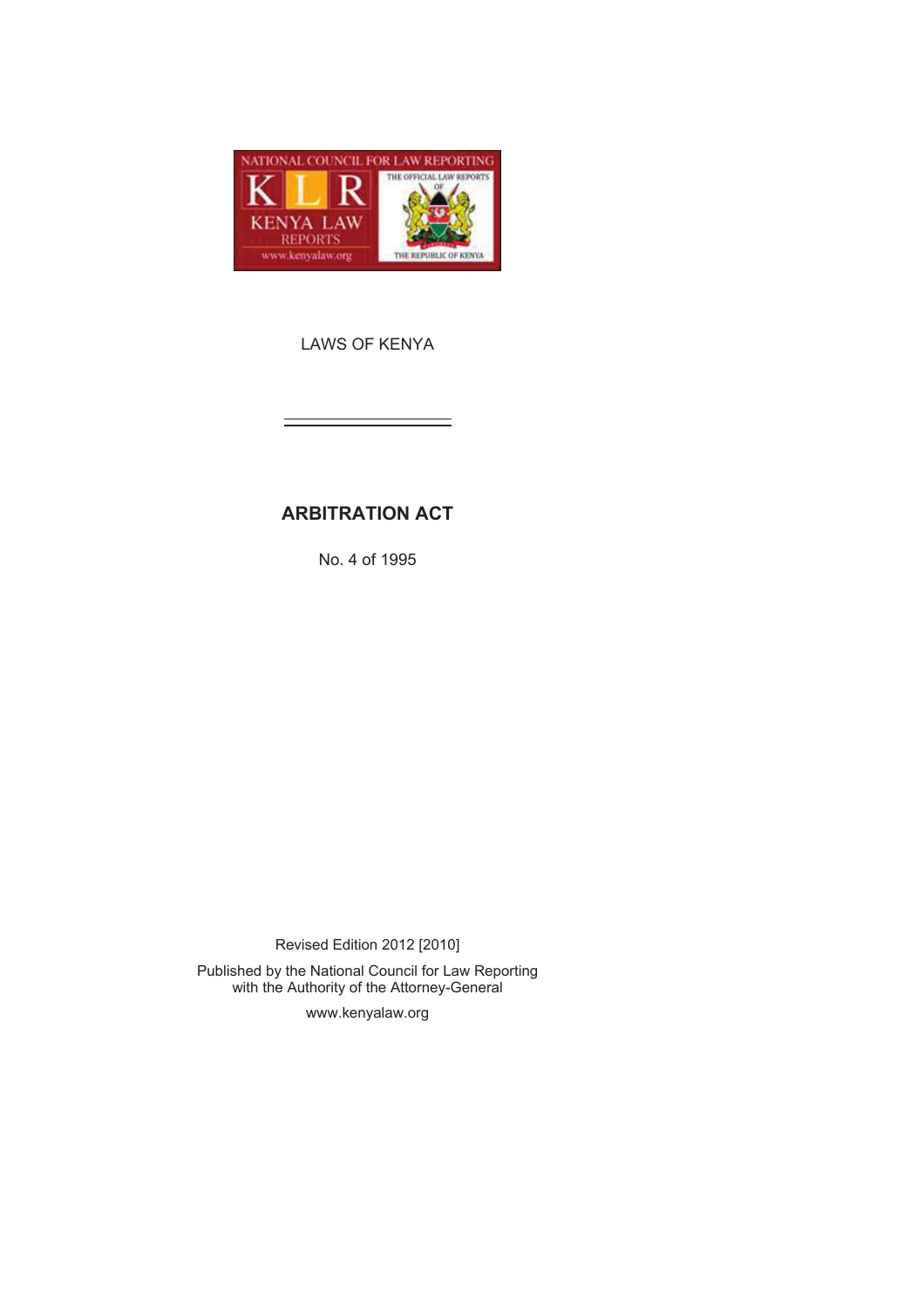LAWS OF KENYA

# ARBITRATION ACT

No. 4 of 1995

Revised Edition 2012 [2010]

Published by the National Council for Law Reporting
with the Authority of the Attorney-General

www.kenyalaw.org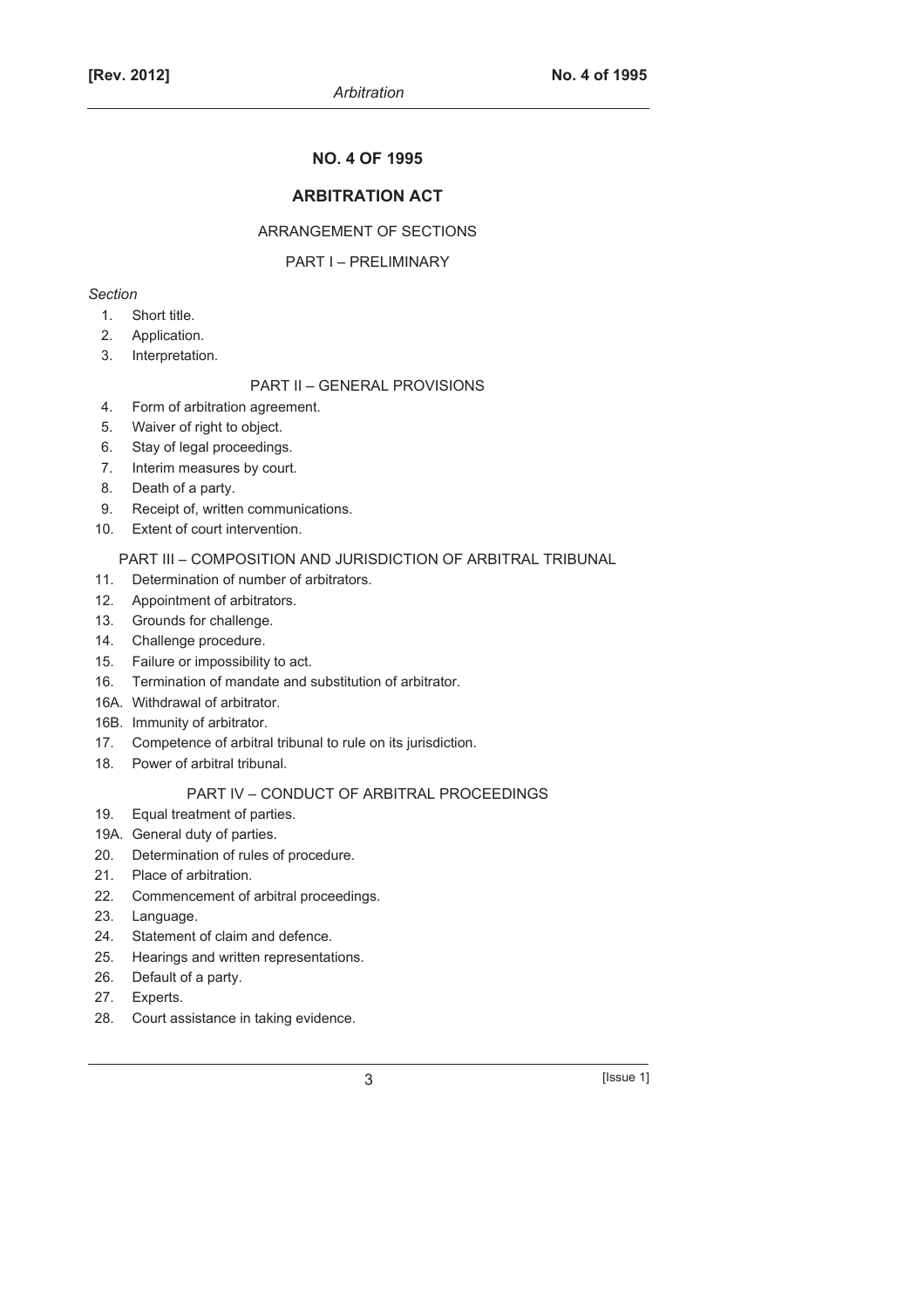# NO. 4 OF 1995

## ARBITRATION ACT

ARRANGEMENT OF SECTIONS

PART I – PRELIMINARY

*Section*

1. Short title.
2. Application.
3. Interpretation.

PART II – GENERAL PROVISIONS

4. Form of arbitration agreement.
5. Waiver of right to object.
6. Stay of legal proceedings.
7. Interim measures by court.
8. Death of a party.
9. Receipt of, written communications.
10. Extent of court intervention.

PART III – COMPOSITION AND JURISDICTION OF ARBITRAL TRIBUNAL

11. Determination of number of arbitrators.
12. Appointment of arbitrators.
13. Grounds for challenge.
14. Challenge procedure.
15. Failure or impossibility to act.
16. Termination of mandate and substitution of arbitrator.

16A. Withdrawal of arbitrator.

16B. Immunity of arbitrator.

17. Competence of arbitral tribunal to rule on its jurisdiction.
18. Power of arbitral tribunal.

PART IV – CONDUCT OF ARBITRAL PROCEEDINGS

19. Equal treatment of parties.

19A. General duty of parties.

20. Determination of rules of procedure.
21. Place of arbitration.
22. Commencement of arbitral proceedings.
23. Language.
24. Statement of claim and defence.
25. Hearings and written representations.
26. Default of a party.
27. Experts.
28. Court assistance in taking evidence.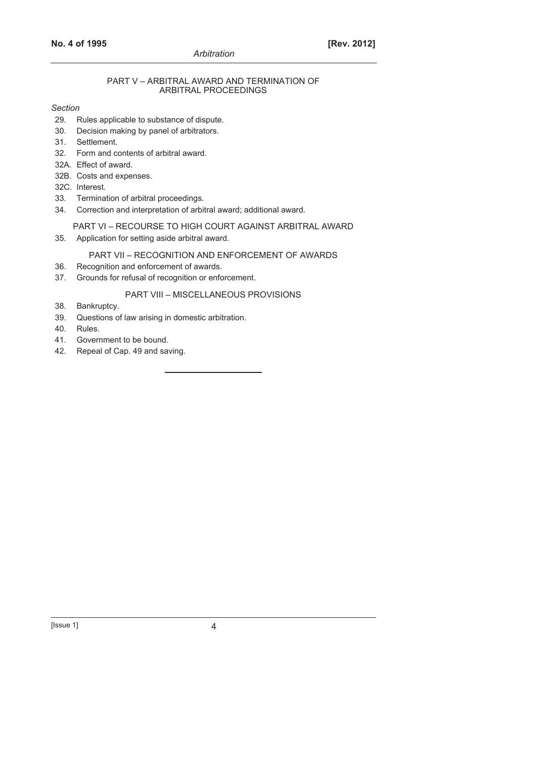PART V – ARBITRAL AWARD AND TERMINATION OF ARBITRAL PROCEEDINGS

*Section*

29. Rules applicable to substance of dispute.
30. Decision making by panel of arbitrators.
31. Settlement.
32. Form and contents of arbitral award.
32A. Effect of award.
32B. Costs and expenses.
32C. Interest.
33. Termination of arbitral proceedings.
34. Correction and interpretation of arbitral award; additional award.

PART VI – RECOURSE TO HIGH COURT AGAINST ARBITRAL AWARD

35. Application for setting aside arbitral award.

PART VII – RECOGNITION AND ENFORCEMENT OF AWARDS

36. Recognition and enforcement of awards.
37. Grounds for refusal of recognition or enforcement.

PART VIII – MISCELLANEOUS PROVISIONS

38. Bankruptcy.
39. Questions of law arising in domestic arbitration.
40. Rules.
41. Government to be bound.
42. Repeal of Cap. 49 and saving.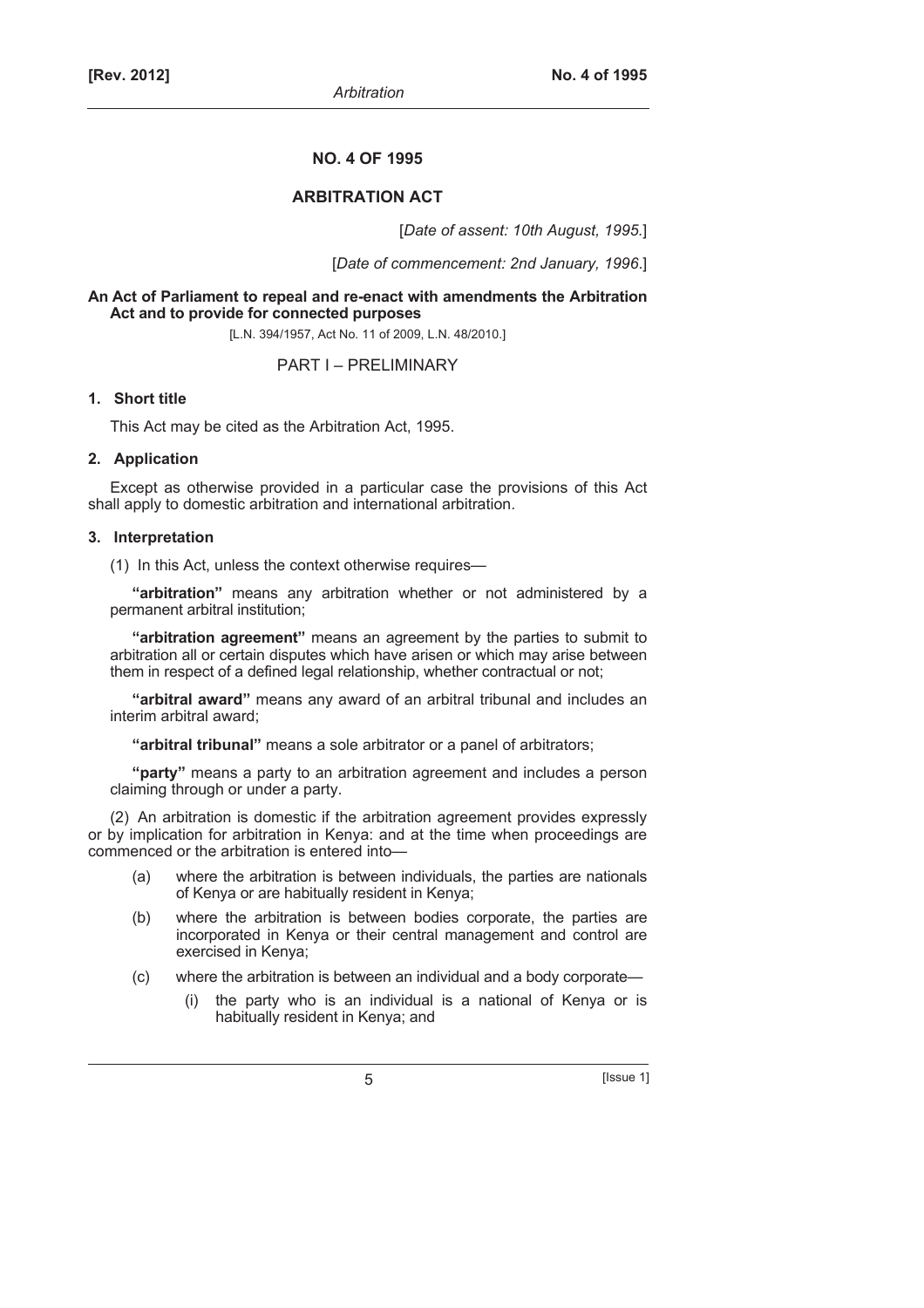# NO. 4 OF 1995

## ARBITRATION ACT

[*Date of assent: 10th August, 1995.*]

[*Date of commencement: 2nd January, 1996.*]

**An Act of Parliament to repeal and re-enact with amendments the Arbitration Act and to provide for connected purposes**

[L.N. 394/1957, Act No. 11 of 2009, L.N. 48/2010.]

PART I – PRELIMINARY

### 1. Short title

This Act may be cited as the Arbitration Act, 1995.

### 2. Application

Except as otherwise provided in a particular case the provisions of this Act shall apply to domestic arbitration and international arbitration.

### 3. Interpretation

(1) In this Act, unless the context otherwise requires—

**"arbitration"** means any arbitration whether or not administered by a permanent arbitral institution;

**"arbitration agreement"** means an agreement by the parties to submit to arbitration all or certain disputes which have arisen or which may arise between them in respect of a defined legal relationship, whether contractual or not;

**"arbitral award"** means any award of an arbitral tribunal and includes an interim arbitral award;

**"arbitral tribunal"** means a sole arbitrator or a panel of arbitrators;

**"party"** means a party to an arbitration agreement and includes a person claiming through or under a party.

(2) An arbitration is domestic if the arbitration agreement provides expressly or by implication for arbitration in Kenya: and at the time when proceedings are commenced or the arbitration is entered into—

(a) where the arbitration is between individuals, the parties are nationals of Kenya or are habitually resident in Kenya;

(b) where the arbitration is between bodies corporate, the parties are incorporated in Kenya or their central management and control are exercised in Kenya;

(c) where the arbitration is between an individual and a body corporate—

(i) the party who is an individual is a national of Kenya or is habitually resident in Kenya; and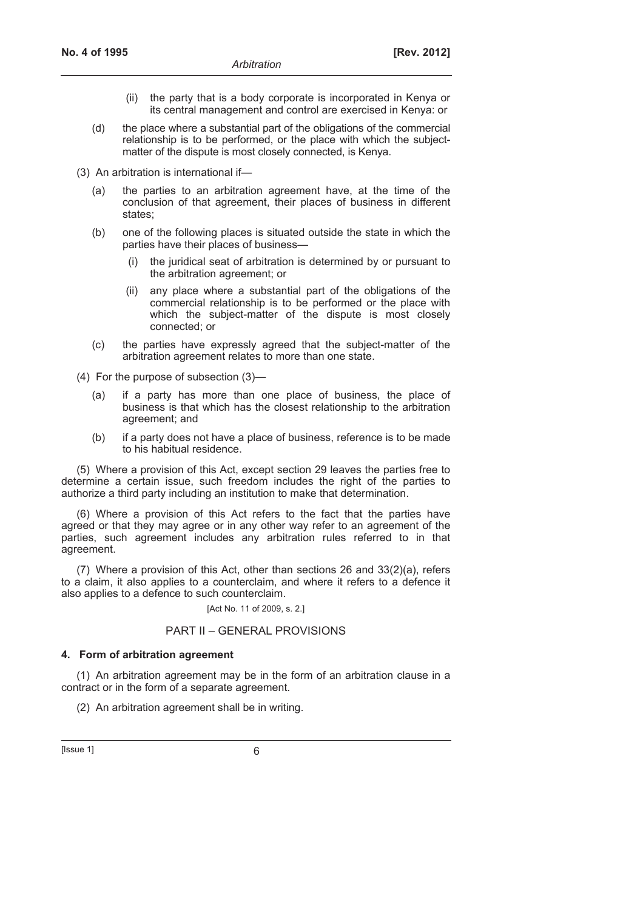(ii) the party that is a body corporate is incorporated in Kenya or its central management and control are exercised in Kenya: or

(d) the place where a substantial part of the obligations of the commercial relationship is to be performed, or the place with which the subject-matter of the dispute is most closely connected, is Kenya.

(3) An arbitration is international if—

(a) the parties to an arbitration agreement have, at the time of the conclusion of that agreement, their places of business in different states;

(b) one of the following places is situated outside the state in which the parties have their places of business—

(i) the juridical seat of arbitration is determined by or pursuant to the arbitration agreement; or

(ii) any place where a substantial part of the obligations of the commercial relationship is to be performed or the place with which the subject-matter of the dispute is most closely connected; or

(c) the parties have expressly agreed that the subject-matter of the arbitration agreement relates to more than one state.

(4) For the purpose of subsection (3)—

(a) if a party has more than one place of business, the place of business is that which has the closest relationship to the arbitration agreement; and

(b) if a party does not have a place of business, reference is to be made to his habitual residence.

(5) Where a provision of this Act, except section 29 leaves the parties free to determine a certain issue, such freedom includes the right of the parties to authorize a third party including an institution to make that determination.

(6) Where a provision of this Act refers to the fact that the parties have agreed or that they may agree or in any other way refer to an agreement of the parties, such agreement includes any arbitration rules referred to in that agreement.

(7) Where a provision of this Act, other than sections 26 and 33(2)(a), refers to a claim, it also applies to a counterclaim, and where it refers to a defence it also applies to a defence to such counterclaim.

[Act No. 11 of 2009, s. 2.]

## PART II – GENERAL PROVISIONS

### 4. Form of arbitration agreement

(1) An arbitration agreement may be in the form of an arbitration clause in a contract or in the form of a separate agreement.

(2) An arbitration agreement shall be in writing.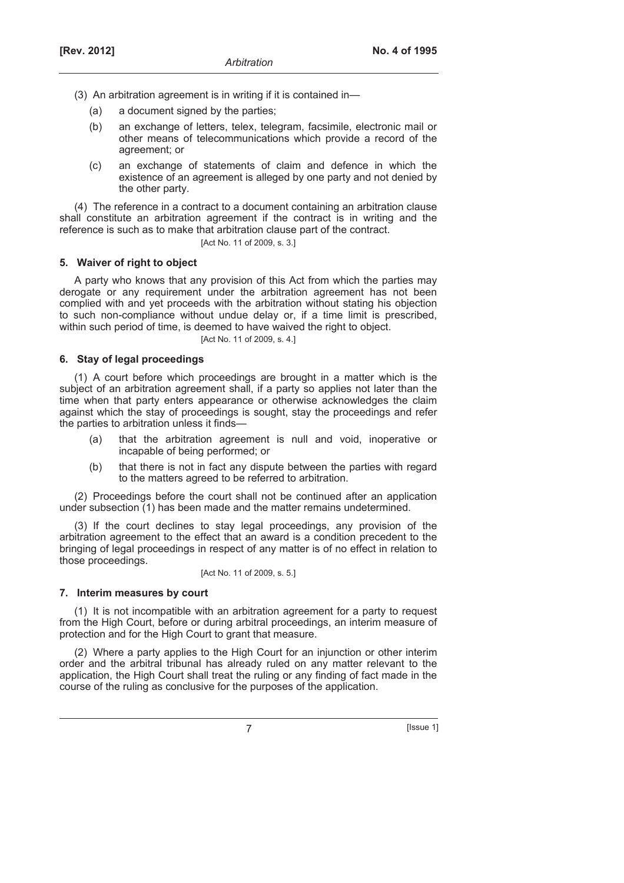(3) An arbitration agreement is in writing if it is contained in—

(a) a document signed by the parties;

(b) an exchange of letters, telex, telegram, facsimile, electronic mail or other means of telecommunications which provide a record of the agreement; or

(c) an exchange of statements of claim and defence in which the existence of an agreement is alleged by one party and not denied by the other party.

(4) The reference in a contract to a document containing an arbitration clause shall constitute an arbitration agreement if the contract is in writing and the reference is such as to make that arbitration clause part of the contract.

[Act No. 11 of 2009, s. 3.]

### 5. Waiver of right to object

A party who knows that any provision of this Act from which the parties may derogate or any requirement under the arbitration agreement has not been complied with and yet proceeds with the arbitration without stating his objection to such non-compliance without undue delay or, if a time limit is prescribed, within such period of time, is deemed to have waived the right to object.

[Act No. 11 of 2009, s. 4.]

### 6. Stay of legal proceedings

(1) A court before which proceedings are brought in a matter which is the subject of an arbitration agreement shall, if a party so applies not later than the time when that party enters appearance or otherwise acknowledges the claim against which the stay of proceedings is sought, stay the proceedings and refer the parties to arbitration unless it finds—

(a) that the arbitration agreement is null and void, inoperative or incapable of being performed; or

(b) that there is not in fact any dispute between the parties with regard to the matters agreed to be referred to arbitration.

(2) Proceedings before the court shall not be continued after an application under subsection (1) has been made and the matter remains undetermined.

(3) If the court declines to stay legal proceedings, any provision of the arbitration agreement to the effect that an award is a condition precedent to the bringing of legal proceedings in respect of any matter is of no effect in relation to those proceedings.

[Act No. 11 of 2009, s. 5.]

### 7. Interim measures by court

(1) It is not incompatible with an arbitration agreement for a party to request from the High Court, before or during arbitral proceedings, an interim measure of protection and for the High Court to grant that measure.

(2) Where a party applies to the High Court for an injunction or other interim order and the arbitral tribunal has already ruled on any matter relevant to the application, the High Court shall treat the ruling or any finding of fact made in the course of the ruling as conclusive for the purposes of the application.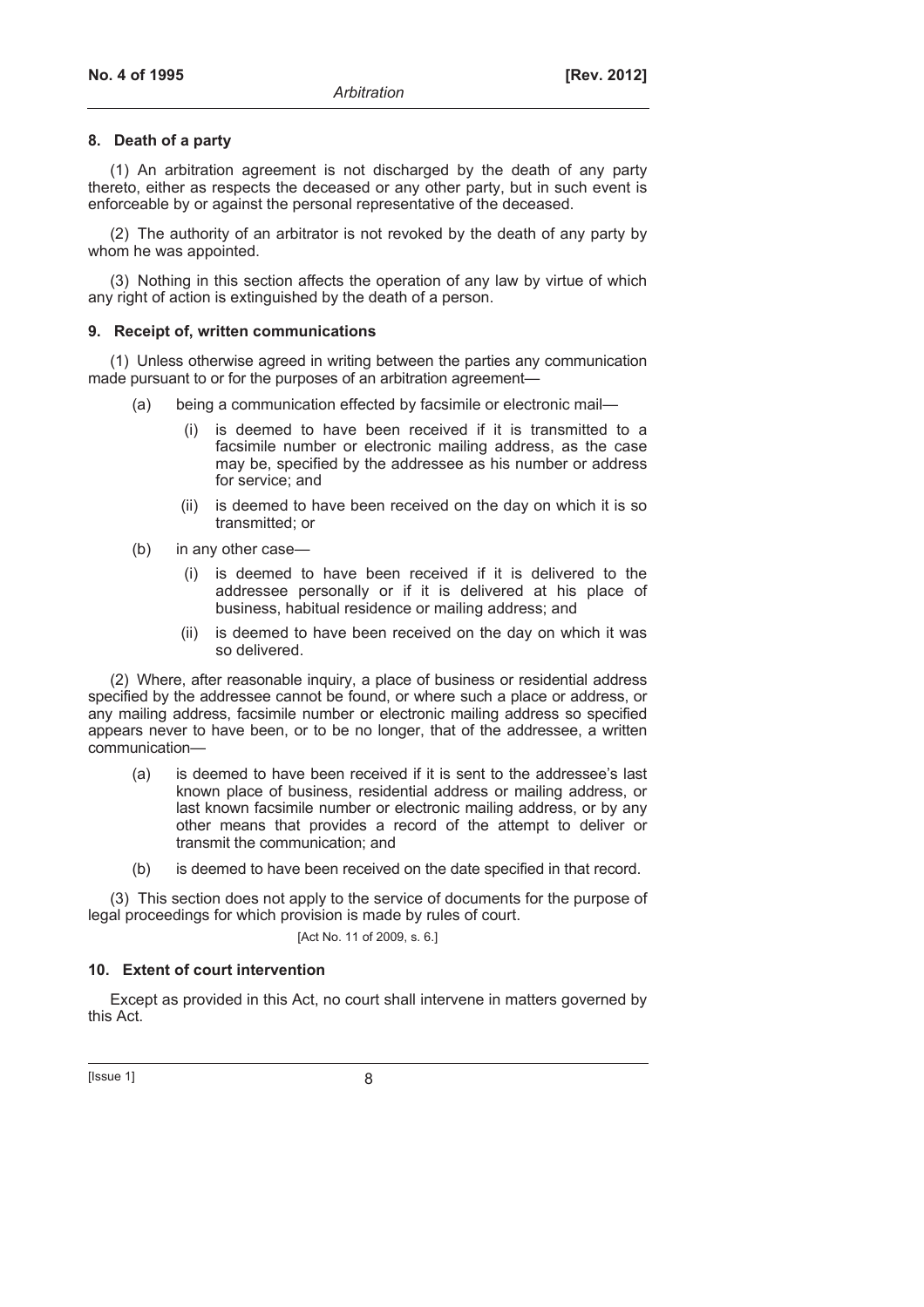### 8. Death of a party

(1) An arbitration agreement is not discharged by the death of any party thereto, either as respects the deceased or any other party, but in such event is enforceable by or against the personal representative of the deceased.

(2) The authority of an arbitrator is not revoked by the death of any party by whom he was appointed.

(3) Nothing in this section affects the operation of any law by virtue of which any right of action is extinguished by the death of a person.

### 9. Receipt of, written communications

(1) Unless otherwise agreed in writing between the parties any communication made pursuant to or for the purposes of an arbitration agreement—

- (a) being a communication effected by facsimile or electronic mail—
  - (i) is deemed to have been received if it is transmitted to a facsimile number or electronic mailing address, as the case may be, specified by the addressee as his number or address for service; and
  - (ii) is deemed to have been received on the day on which it is so transmitted; or
- (b) in any other case—
  - (i) is deemed to have been received if it is delivered to the addressee personally or if it is delivered at his place of business, habitual residence or mailing address; and
  - (ii) is deemed to have been received on the day on which it was so delivered.

(2) Where, after reasonable inquiry, a place of business or residential address specified by the addressee cannot be found, or where such a place or address, or any mailing address, facsimile number or electronic mailing address so specified appears never to have been, or to be no longer, that of the addressee, a written communication—

- (a) is deemed to have been received if it is sent to the addressee's last known place of business, residential address or mailing address, or last known facsimile number or electronic mailing address, or by any other means that provides a record of the attempt to deliver or transmit the communication; and
- (b) is deemed to have been received on the date specified in that record.

(3) This section does not apply to the service of documents for the purpose of legal proceedings for which provision is made by rules of court.

[Act No. 11 of 2009, s. 6.]

### 10. Extent of court intervention

Except as provided in this Act, no court shall intervene in matters governed by this Act.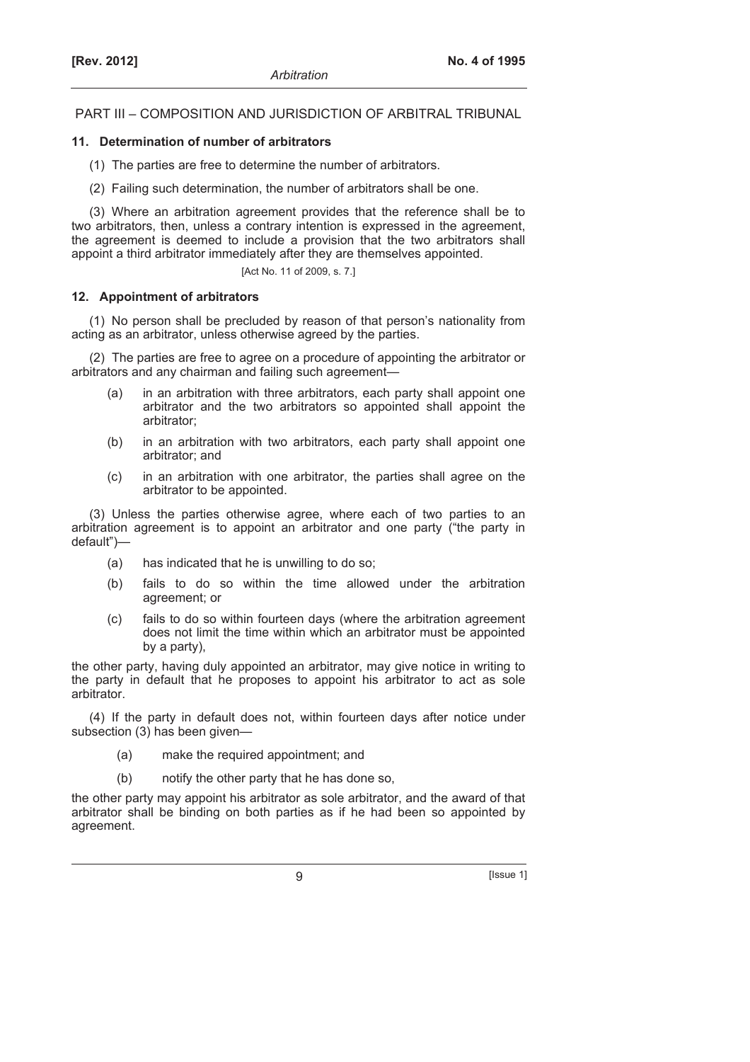## PART III – COMPOSITION AND JURISDICTION OF ARBITRAL TRIBUNAL

### 11. Determination of number of arbitrators

(1) The parties are free to determine the number of arbitrators.

(2) Failing such determination, the number of arbitrators shall be one.

(3) Where an arbitration agreement provides that the reference shall be to two arbitrators, then, unless a contrary intention is expressed in the agreement, the agreement is deemed to include a provision that the two arbitrators shall appoint a third arbitrator immediately after they are themselves appointed.

[Act No. 11 of 2009, s. 7.]

### 12. Appointment of arbitrators

(1) No person shall be precluded by reason of that person's nationality from acting as an arbitrator, unless otherwise agreed by the parties.

(2) The parties are free to agree on a procedure of appointing the arbitrator or arbitrators and any chairman and failing such agreement—

(a) in an arbitration with three arbitrators, each party shall appoint one arbitrator and the two arbitrators so appointed shall appoint the arbitrator;

(b) in an arbitration with two arbitrators, each party shall appoint one arbitrator; and

(c) in an arbitration with one arbitrator, the parties shall agree on the arbitrator to be appointed.

(3) Unless the parties otherwise agree, where each of two parties to an arbitration agreement is to appoint an arbitrator and one party ("the party in default")—

(a) has indicated that he is unwilling to do so;

(b) fails to do so within the time allowed under the arbitration agreement; or

(c) fails to do so within fourteen days (where the arbitration agreement does not limit the time within which an arbitrator must be appointed by a party),

the other party, having duly appointed an arbitrator, may give notice in writing to the party in default that he proposes to appoint his arbitrator to act as sole arbitrator.

(4) If the party in default does not, within fourteen days after notice under subsection (3) has been given—

(a) make the required appointment; and

(b) notify the other party that he has done so,

the other party may appoint his arbitrator as sole arbitrator, and the award of that arbitrator shall be binding on both parties as if he had been so appointed by agreement.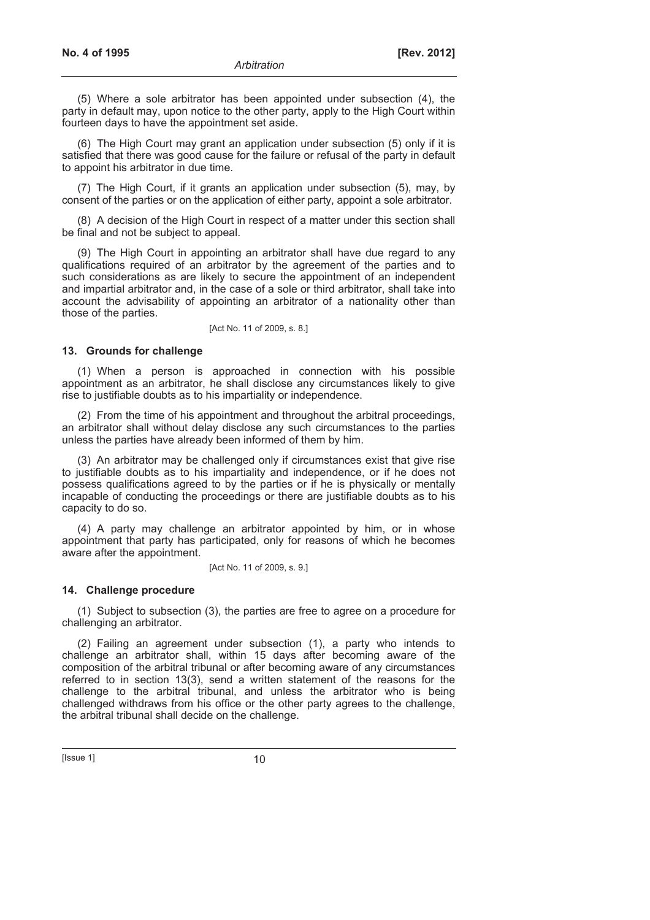(5) Where a sole arbitrator has been appointed under subsection (4), the party in default may, upon notice to the other party, apply to the High Court within fourteen days to have the appointment set aside.

(6) The High Court may grant an application under subsection (5) only if it is satisfied that there was good cause for the failure or refusal of the party in default to appoint his arbitrator in due time.

(7) The High Court, if it grants an application under subsection (5), may, by consent of the parties or on the application of either party, appoint a sole arbitrator.

(8) A decision of the High Court in respect of a matter under this section shall be final and not be subject to appeal.

(9) The High Court in appointing an arbitrator shall have due regard to any qualifications required of an arbitrator by the agreement of the parties and to such considerations as are likely to secure the appointment of an independent and impartial arbitrator and, in the case of a sole or third arbitrator, shall take into account the advisability of appointing an arbitrator of a nationality other than those of the parties.

[Act No. 11 of 2009, s. 8.]

### 13. Grounds for challenge

(1) When a person is approached in connection with his possible appointment as an arbitrator, he shall disclose any circumstances likely to give rise to justifiable doubts as to his impartiality or independence.

(2) From the time of his appointment and throughout the arbitral proceedings, an arbitrator shall without delay disclose any such circumstances to the parties unless the parties have already been informed of them by him.

(3) An arbitrator may be challenged only if circumstances exist that give rise to justifiable doubts as to his impartiality and independence, or if he does not possess qualifications agreed to by the parties or if he is physically or mentally incapable of conducting the proceedings or there are justifiable doubts as to his capacity to do so.

(4) A party may challenge an arbitrator appointed by him, or in whose appointment that party has participated, only for reasons of which he becomes aware after the appointment.

[Act No. 11 of 2009, s. 9.]

### 14. Challenge procedure

(1) Subject to subsection (3), the parties are free to agree on a procedure for challenging an arbitrator.

(2) Failing an agreement under subsection (1), a party who intends to challenge an arbitrator shall, within 15 days after becoming aware of the composition of the arbitral tribunal or after becoming aware of any circumstances referred to in section 13(3), send a written statement of the reasons for the challenge to the arbitral tribunal, and unless the arbitrator who is being challenged withdraws from his office or the other party agrees to the challenge, the arbitral tribunal shall decide on the challenge.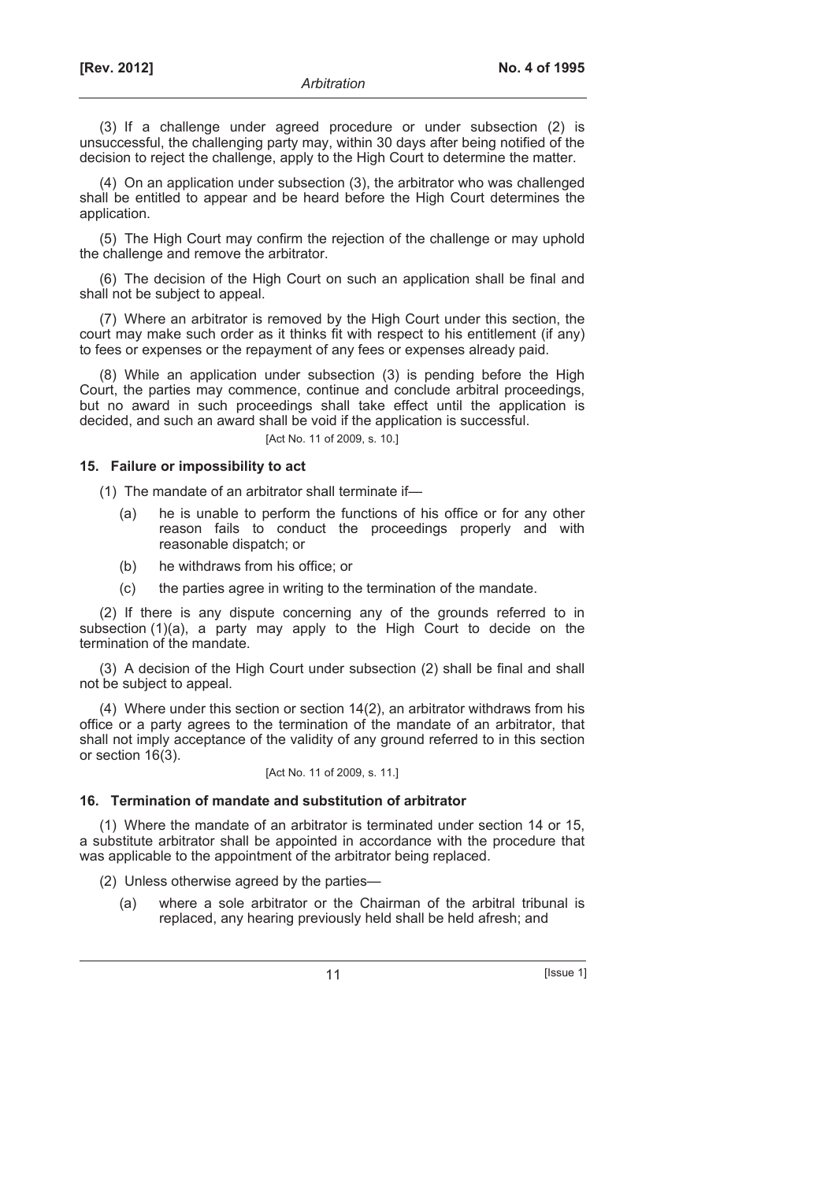(3) If a challenge under agreed procedure or under subsection (2) is unsuccessful, the challenging party may, within 30 days after being notified of the decision to reject the challenge, apply to the High Court to determine the matter.

(4) On an application under subsection (3), the arbitrator who was challenged shall be entitled to appear and be heard before the High Court determines the application.

(5) The High Court may confirm the rejection of the challenge or may uphold the challenge and remove the arbitrator.

(6) The decision of the High Court on such an application shall be final and shall not be subject to appeal.

(7) Where an arbitrator is removed by the High Court under this section, the court may make such order as it thinks fit with respect to his entitlement (if any) to fees or expenses or the repayment of any fees or expenses already paid.

(8) While an application under subsection (3) is pending before the High Court, the parties may commence, continue and conclude arbitral proceedings, but no award in such proceedings shall take effect until the application is decided, and such an award shall be void if the application is successful.

[Act No. 11 of 2009, s. 10.]

### 15. Failure or impossibility to act

(1) The mandate of an arbitrator shall terminate if—

(a) he is unable to perform the functions of his office or for any other reason fails to conduct the proceedings properly and with reasonable dispatch; or

(b) he withdraws from his office; or

(c) the parties agree in writing to the termination of the mandate.

(2) If there is any dispute concerning any of the grounds referred to in subsection (1)(a), a party may apply to the High Court to decide on the termination of the mandate.

(3) A decision of the High Court under subsection (2) shall be final and shall not be subject to appeal.

(4) Where under this section or section 14(2), an arbitrator withdraws from his office or a party agrees to the termination of the mandate of an arbitrator, that shall not imply acceptance of the validity of any ground referred to in this section or section 16(3).

[Act No. 11 of 2009, s. 11.]

### 16. Termination of mandate and substitution of arbitrator

(1) Where the mandate of an arbitrator is terminated under section 14 or 15, a substitute arbitrator shall be appointed in accordance with the procedure that was applicable to the appointment of the arbitrator being replaced.

(2) Unless otherwise agreed by the parties—

(a) where a sole arbitrator or the Chairman of the arbitral tribunal is replaced, any hearing previously held shall be held afresh; and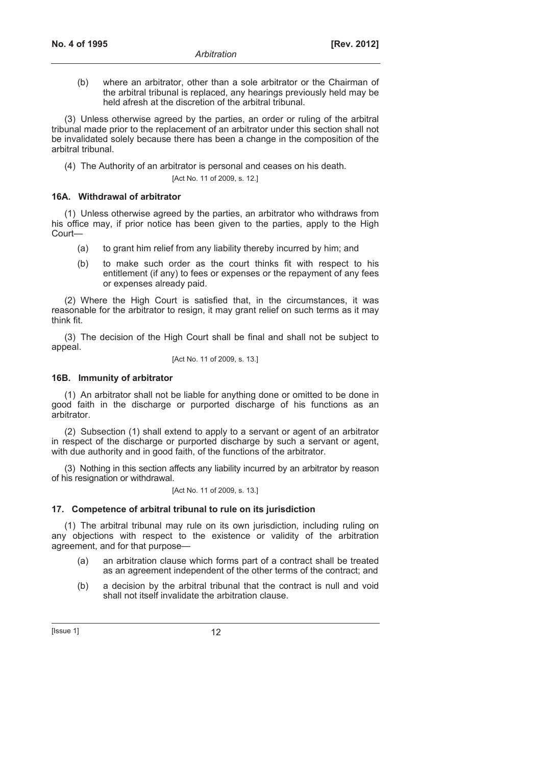(b) where an arbitrator, other than a sole arbitrator or the Chairman of the arbitral tribunal is replaced, any hearings previously held may be held afresh at the discretion of the arbitral tribunal.

(3) Unless otherwise agreed by the parties, an order or ruling of the arbitral tribunal made prior to the replacement of an arbitrator under this section shall not be invalidated solely because there has been a change in the composition of the arbitral tribunal.

(4) The Authority of an arbitrator is personal and ceases on his death.

[Act No. 11 of 2009, s. 12.]

### 16A. Withdrawal of arbitrator

(1) Unless otherwise agreed by the parties, an arbitrator who withdraws from his office may, if prior notice has been given to the parties, apply to the High Court—

(a) to grant him relief from any liability thereby incurred by him; and

(b) to make such order as the court thinks fit with respect to his entitlement (if any) to fees or expenses or the repayment of any fees or expenses already paid.

(2) Where the High Court is satisfied that, in the circumstances, it was reasonable for the arbitrator to resign, it may grant relief on such terms as it may think fit.

(3) The decision of the High Court shall be final and shall not be subject to appeal.

[Act No. 11 of 2009, s. 13.]

### 16B. Immunity of arbitrator

(1) An arbitrator shall not be liable for anything done or omitted to be done in good faith in the discharge or purported discharge of his functions as an arbitrator.

(2) Subsection (1) shall extend to apply to a servant or agent of an arbitrator in respect of the discharge or purported discharge by such a servant or agent, with due authority and in good faith, of the functions of the arbitrator.

(3) Nothing in this section affects any liability incurred by an arbitrator by reason of his resignation or withdrawal.

[Act No. 11 of 2009, s. 13.]

### 17. Competence of arbitral tribunal to rule on its jurisdiction

(1) The arbitral tribunal may rule on its own jurisdiction, including ruling on any objections with respect to the existence or validity of the arbitration agreement, and for that purpose—

(a) an arbitration clause which forms part of a contract shall be treated as an agreement independent of the other terms of the contract; and

(b) a decision by the arbitral tribunal that the contract is null and void shall not itself invalidate the arbitration clause.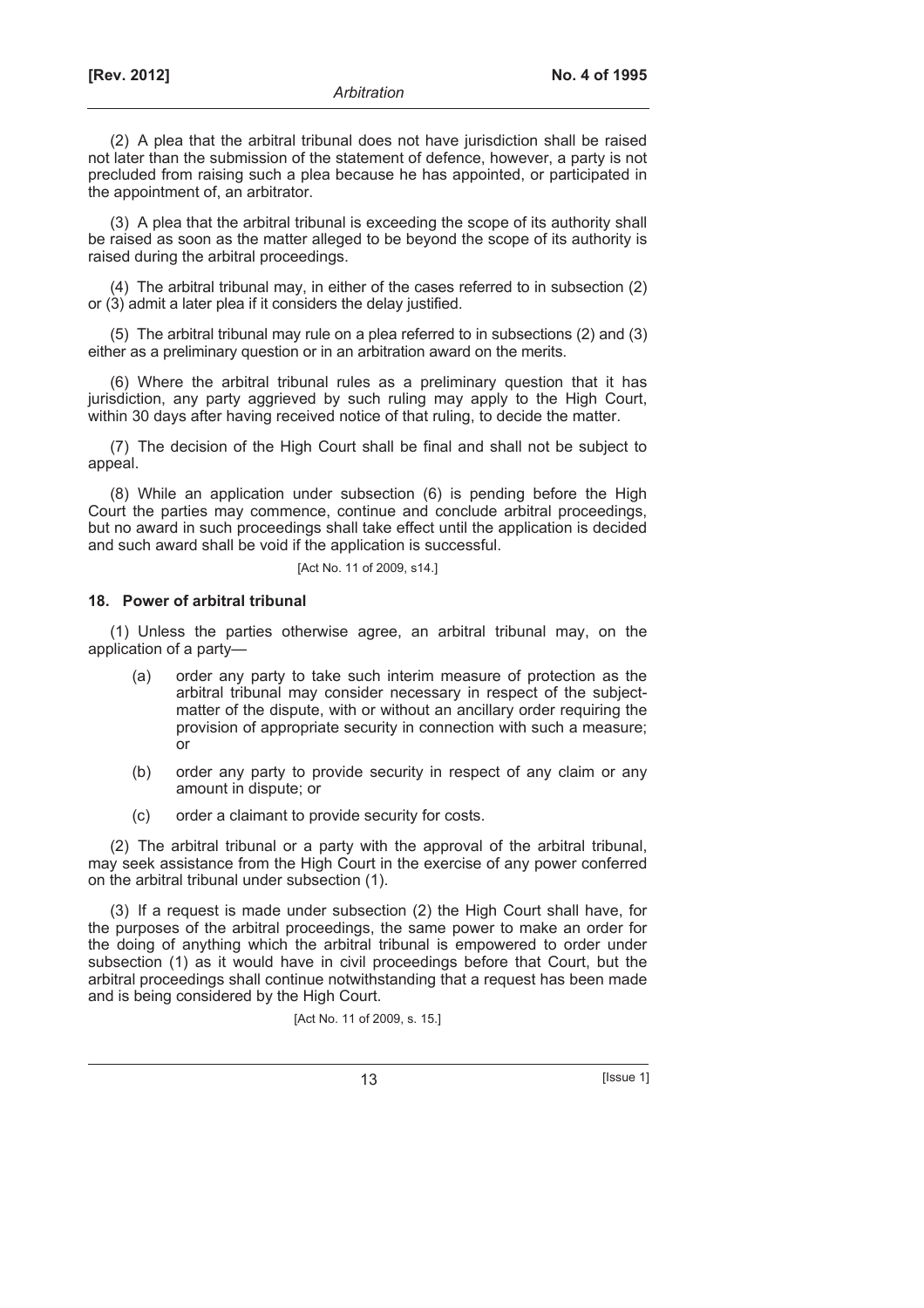(2) A plea that the arbitral tribunal does not have jurisdiction shall be raised not later than the submission of the statement of defence, however, a party is not precluded from raising such a plea because he has appointed, or participated in the appointment of, an arbitrator.

(3) A plea that the arbitral tribunal is exceeding the scope of its authority shall be raised as soon as the matter alleged to be beyond the scope of its authority is raised during the arbitral proceedings.

(4) The arbitral tribunal may, in either of the cases referred to in subsection (2) or (3) admit a later plea if it considers the delay justified.

(5) The arbitral tribunal may rule on a plea referred to in subsections (2) and (3) either as a preliminary question or in an arbitration award on the merits.

(6) Where the arbitral tribunal rules as a preliminary question that it has jurisdiction, any party aggrieved by such ruling may apply to the High Court, within 30 days after having received notice of that ruling, to decide the matter.

(7) The decision of the High Court shall be final and shall not be subject to appeal.

(8) While an application under subsection (6) is pending before the High Court the parties may commence, continue and conclude arbitral proceedings, but no award in such proceedings shall take effect until the application is decided and such award shall be void if the application is successful.

[Act No. 11 of 2009, s14.]

### 18. Power of arbitral tribunal

(1) Unless the parties otherwise agree, an arbitral tribunal may, on the application of a party—

(a) order any party to take such interim measure of protection as the arbitral tribunal may consider necessary in respect of the subject-matter of the dispute, with or without an ancillary order requiring the provision of appropriate security in connection with such a measure; or

(b) order any party to provide security in respect of any claim or any amount in dispute; or

(c) order a claimant to provide security for costs.

(2) The arbitral tribunal or a party with the approval of the arbitral tribunal, may seek assistance from the High Court in the exercise of any power conferred on the arbitral tribunal under subsection (1).

(3) If a request is made under subsection (2) the High Court shall have, for the purposes of the arbitral proceedings, the same power to make an order for the doing of anything which the arbitral tribunal is empowered to order under subsection (1) as it would have in civil proceedings before that Court, but the arbitral proceedings shall continue notwithstanding that a request has been made and is being considered by the High Court.

[Act No. 11 of 2009, s. 15.]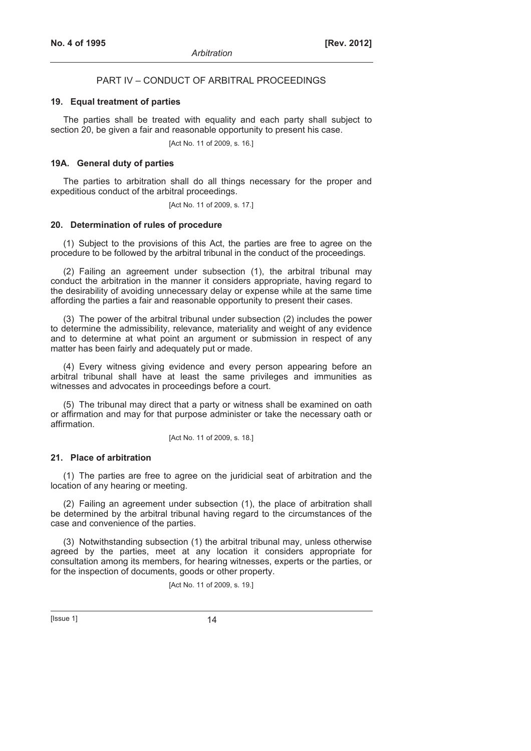## PART IV – CONDUCT OF ARBITRAL PROCEEDINGS

### 19. Equal treatment of parties

The parties shall be treated with equality and each party shall subject to section 20, be given a fair and reasonable opportunity to present his case.

[Act No. 11 of 2009, s. 16.]

### 19A. General duty of parties

The parties to arbitration shall do all things necessary for the proper and expeditious conduct of the arbitral proceedings.

[Act No. 11 of 2009, s. 17.]

### 20. Determination of rules of procedure

(1) Subject to the provisions of this Act, the parties are free to agree on the procedure to be followed by the arbitral tribunal in the conduct of the proceedings.

(2) Failing an agreement under subsection (1), the arbitral tribunal may conduct the arbitration in the manner it considers appropriate, having regard to the desirability of avoiding unnecessary delay or expense while at the same time affording the parties a fair and reasonable opportunity to present their cases.

(3) The power of the arbitral tribunal under subsection (2) includes the power to determine the admissibility, relevance, materiality and weight of any evidence and to determine at what point an argument or submission in respect of any matter has been fairly and adequately put or made.

(4) Every witness giving evidence and every person appearing before an arbitral tribunal shall have at least the same privileges and immunities as witnesses and advocates in proceedings before a court.

(5) The tribunal may direct that a party or witness shall be examined on oath or affirmation and may for that purpose administer or take the necessary oath or affirmation.

[Act No. 11 of 2009, s. 18.]

### 21. Place of arbitration

(1) The parties are free to agree on the juridicial seat of arbitration and the location of any hearing or meeting.

(2) Failing an agreement under subsection (1), the place of arbitration shall be determined by the arbitral tribunal having regard to the circumstances of the case and convenience of the parties.

(3) Notwithstanding subsection (1) the arbitral tribunal may, unless otherwise agreed by the parties, meet at any location it considers appropriate for consultation among its members, for hearing witnesses, experts or the parties, or for the inspection of documents, goods or other property.

[Act No. 11 of 2009, s. 19.]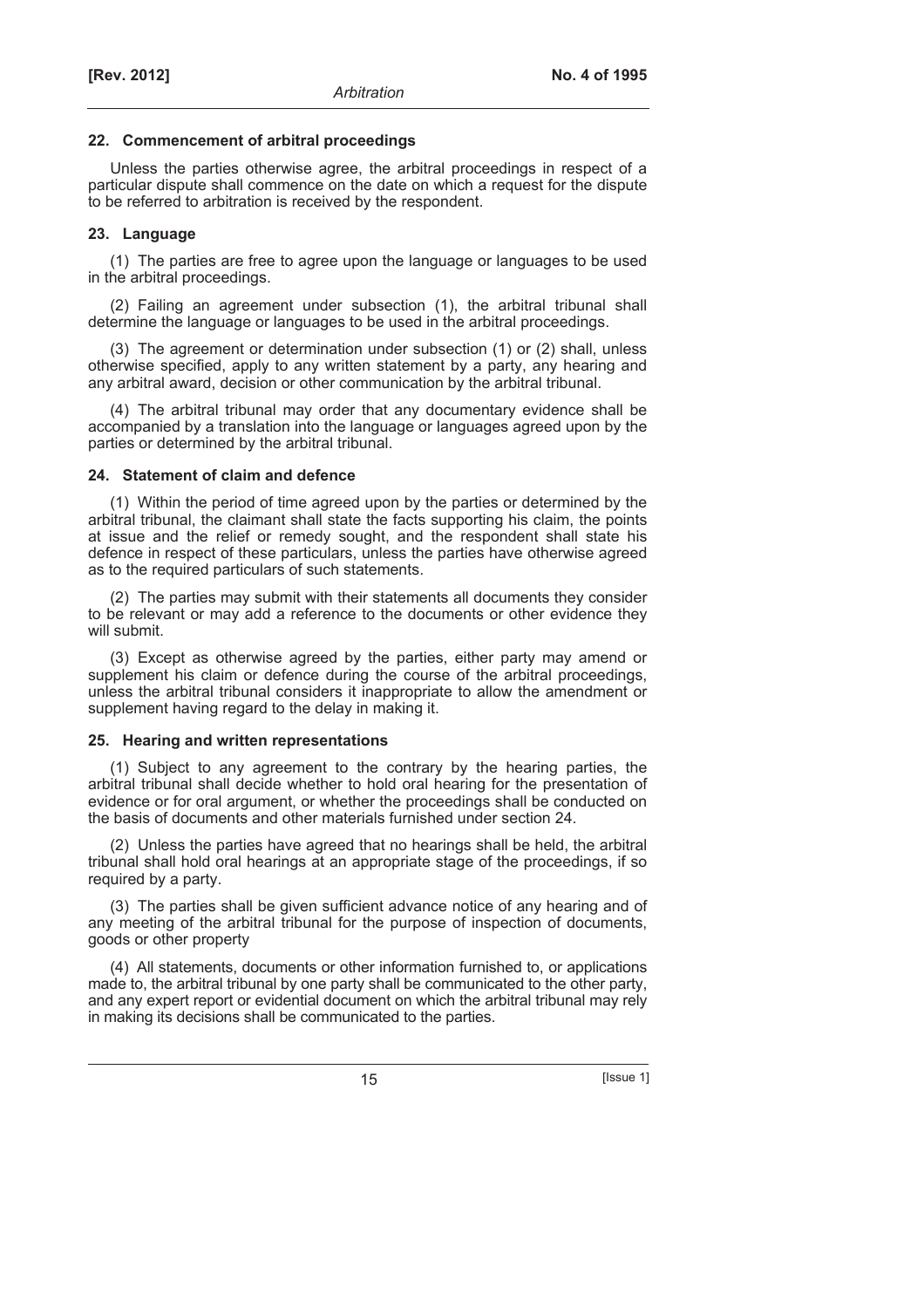### 22. Commencement of arbitral proceedings

Unless the parties otherwise agree, the arbitral proceedings in respect of a particular dispute shall commence on the date on which a request for the dispute to be referred to arbitration is received by the respondent.

### 23. Language

(1) The parties are free to agree upon the language or languages to be used in the arbitral proceedings.

(2) Failing an agreement under subsection (1), the arbitral tribunal shall determine the language or languages to be used in the arbitral proceedings.

(3) The agreement or determination under subsection (1) or (2) shall, unless otherwise specified, apply to any written statement by a party, any hearing and any arbitral award, decision or other communication by the arbitral tribunal.

(4) The arbitral tribunal may order that any documentary evidence shall be accompanied by a translation into the language or languages agreed upon by the parties or determined by the arbitral tribunal.

### 24. Statement of claim and defence

(1) Within the period of time agreed upon by the parties or determined by the arbitral tribunal, the claimant shall state the facts supporting his claim, the points at issue and the relief or remedy sought, and the respondent shall state his defence in respect of these particulars, unless the parties have otherwise agreed as to the required particulars of such statements.

(2) The parties may submit with their statements all documents they consider to be relevant or may add a reference to the documents or other evidence they will submit.

(3) Except as otherwise agreed by the parties, either party may amend or supplement his claim or defence during the course of the arbitral proceedings, unless the arbitral tribunal considers it inappropriate to allow the amendment or supplement having regard to the delay in making it.

### 25. Hearing and written representations

(1) Subject to any agreement to the contrary by the hearing parties, the arbitral tribunal shall decide whether to hold oral hearing for the presentation of evidence or for oral argument, or whether the proceedings shall be conducted on the basis of documents and other materials furnished under section 24.

(2) Unless the parties have agreed that no hearings shall be held, the arbitral tribunal shall hold oral hearings at an appropriate stage of the proceedings, if so required by a party.

(3) The parties shall be given sufficient advance notice of any hearing and of any meeting of the arbitral tribunal for the purpose of inspection of documents, goods or other property

(4) All statements, documents or other information furnished to, or applications made to, the arbitral tribunal by one party shall be communicated to the other party, and any expert report or evidential document on which the arbitral tribunal may rely in making its decisions shall be communicated to the parties.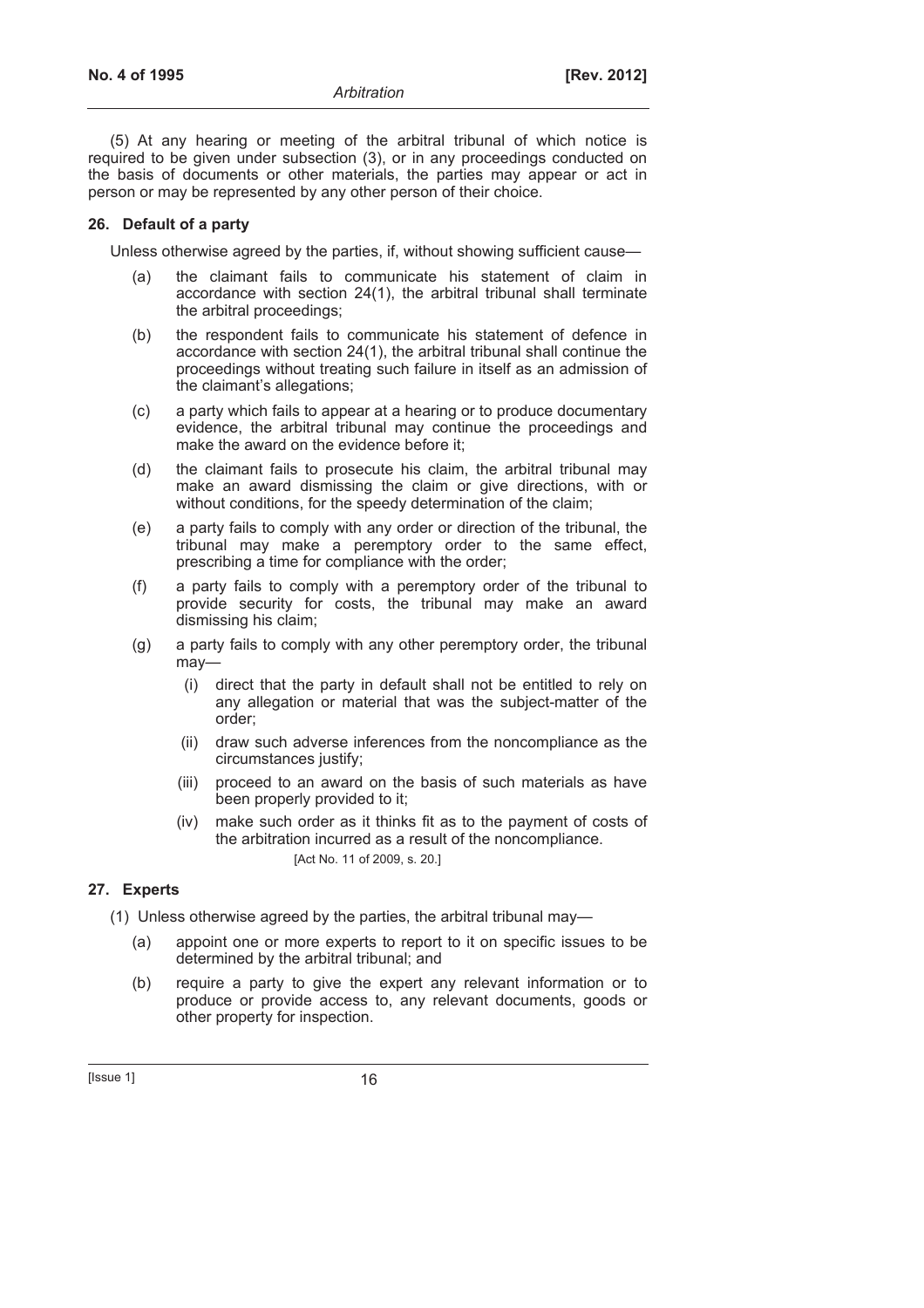(5) At any hearing or meeting of the arbitral tribunal of which notice is required to be given under subsection (3), or in any proceedings conducted on the basis of documents or other materials, the parties may appear or act in person or may be represented by any other person of their choice.

### 26. Default of a party

Unless otherwise agreed by the parties, if, without showing sufficient cause—

(a) the claimant fails to communicate his statement of claim in accordance with section 24(1), the arbitral tribunal shall terminate the arbitral proceedings;

(b) the respondent fails to communicate his statement of defence in accordance with section 24(1), the arbitral tribunal shall continue the proceedings without treating such failure in itself as an admission of the claimant's allegations;

(c) a party which fails to appear at a hearing or to produce documentary evidence, the arbitral tribunal may continue the proceedings and make the award on the evidence before it;

(d) the claimant fails to prosecute his claim, the arbitral tribunal may make an award dismissing the claim or give directions, with or without conditions, for the speedy determination of the claim;

(e) a party fails to comply with any order or direction of the tribunal, the tribunal may make a peremptory order to the same effect, prescribing a time for compliance with the order;

(f) a party fails to comply with a peremptory order of the tribunal to provide security for costs, the tribunal may make an award dismissing his claim;

(g) a party fails to comply with any other peremptory order, the tribunal may—

 (i) direct that the party in default shall not be entitled to rely on any allegation or material that was the subject-matter of the order;

 (ii) draw such adverse inferences from the noncompliance as the circumstances justify;

 (iii) proceed to an award on the basis of such materials as have been properly provided to it;

 (iv) make such order as it thinks fit as to the payment of costs of the arbitration incurred as a result of the noncompliance.

[Act No. 11 of 2009, s. 20.]

### 27. Experts

(1) Unless otherwise agreed by the parties, the arbitral tribunal may—

(a) appoint one or more experts to report to it on specific issues to be determined by the arbitral tribunal; and

(b) require a party to give the expert any relevant information or to produce or provide access to, any relevant documents, goods or other property for inspection.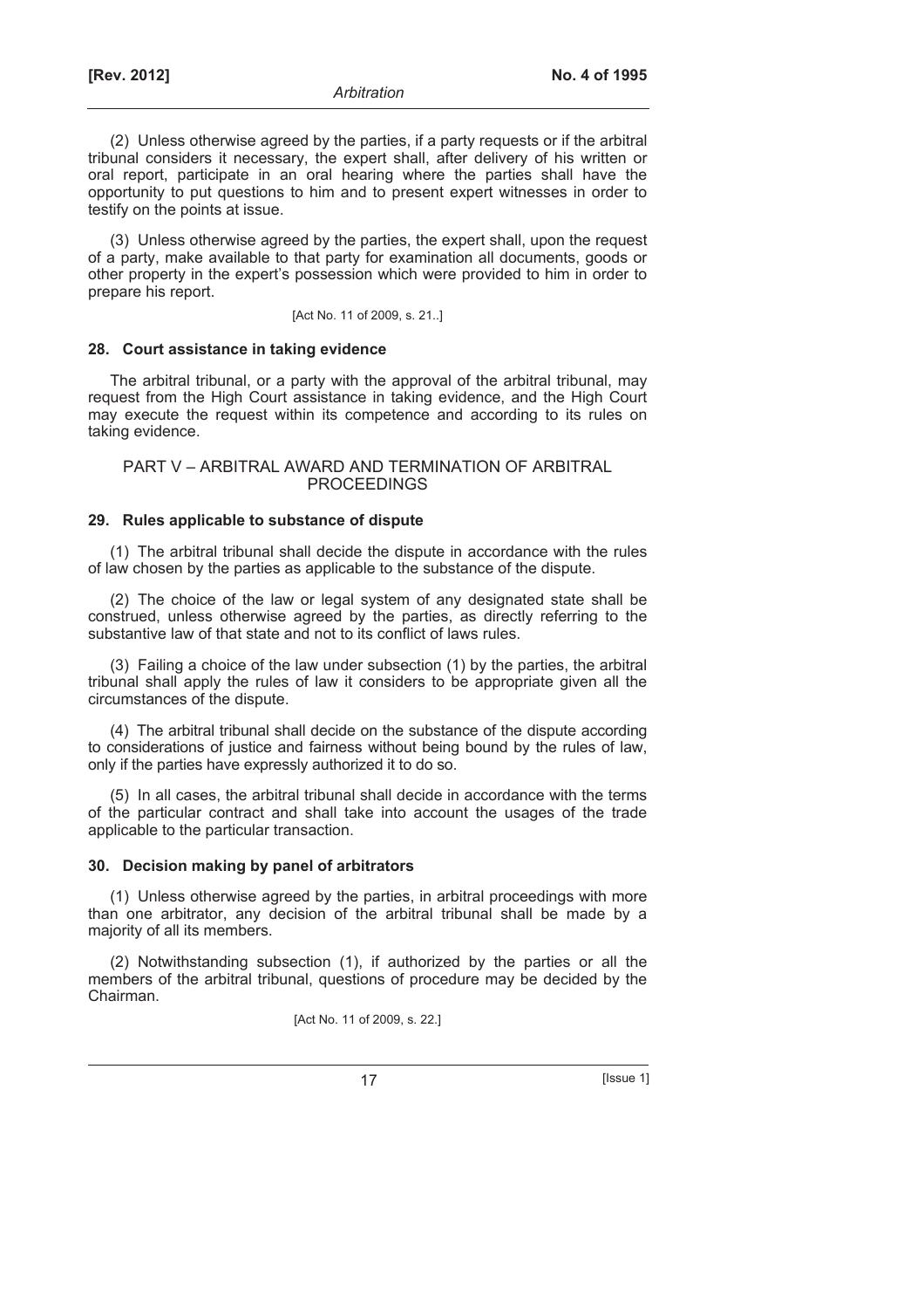(2) Unless otherwise agreed by the parties, if a party requests or if the arbitral tribunal considers it necessary, the expert shall, after delivery of his written or oral report, participate in an oral hearing where the parties shall have the opportunity to put questions to him and to present expert witnesses in order to testify on the points at issue.

(3) Unless otherwise agreed by the parties, the expert shall, upon the request of a party, make available to that party for examination all documents, goods or other property in the expert's possession which were provided to him in order to prepare his report.

[Act No. 11 of 2009, s. 21..]

### 28. Court assistance in taking evidence

The arbitral tribunal, or a party with the approval of the arbitral tribunal, may request from the High Court assistance in taking evidence, and the High Court may execute the request within its competence and according to its rules on taking evidence.

## PART V – ARBITRAL AWARD AND TERMINATION OF ARBITRAL PROCEEDINGS

### 29. Rules applicable to substance of dispute

(1) The arbitral tribunal shall decide the dispute in accordance with the rules of law chosen by the parties as applicable to the substance of the dispute.

(2) The choice of the law or legal system of any designated state shall be construed, unless otherwise agreed by the parties, as directly referring to the substantive law of that state and not to its conflict of laws rules.

(3) Failing a choice of the law under subsection (1) by the parties, the arbitral tribunal shall apply the rules of law it considers to be appropriate given all the circumstances of the dispute.

(4) The arbitral tribunal shall decide on the substance of the dispute according to considerations of justice and fairness without being bound by the rules of law, only if the parties have expressly authorized it to do so.

(5) In all cases, the arbitral tribunal shall decide in accordance with the terms of the particular contract and shall take into account the usages of the trade applicable to the particular transaction.

### 30. Decision making by panel of arbitrators

(1) Unless otherwise agreed by the parties, in arbitral proceedings with more than one arbitrator, any decision of the arbitral tribunal shall be made by a majority of all its members.

(2) Notwithstanding subsection (1), if authorized by the parties or all the members of the arbitral tribunal, questions of procedure may be decided by the Chairman.

[Act No. 11 of 2009, s. 22.]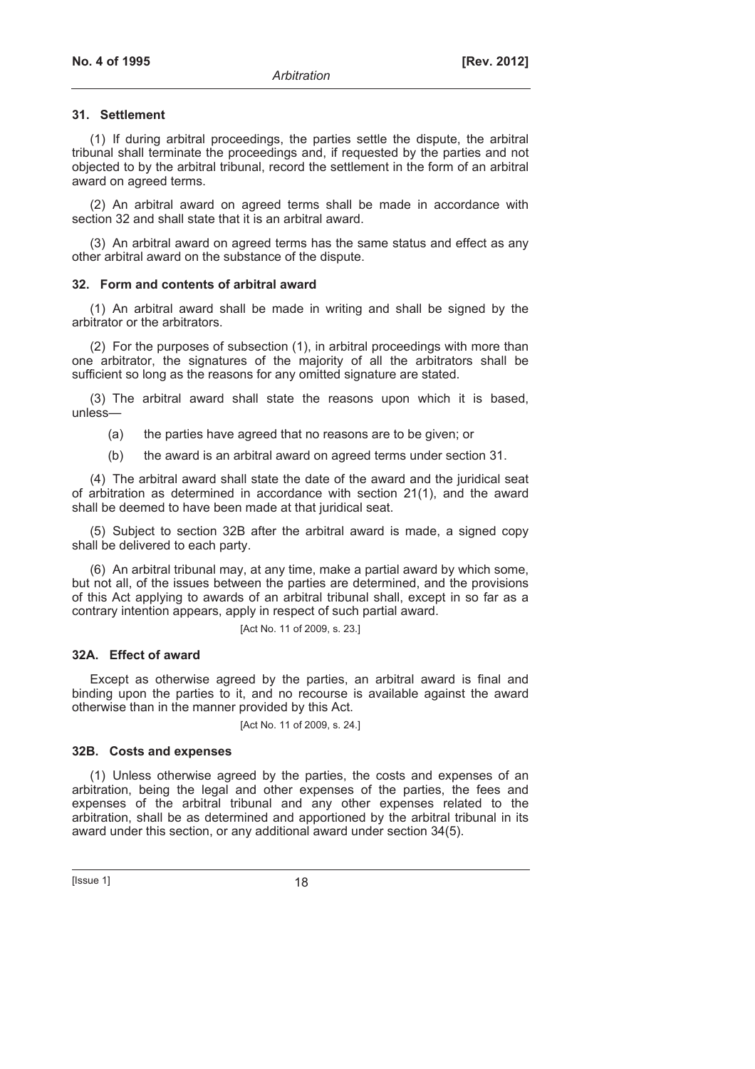### 31. Settlement

(1) If during arbitral proceedings, the parties settle the dispute, the arbitral tribunal shall terminate the proceedings and, if requested by the parties and not objected to by the arbitral tribunal, record the settlement in the form of an arbitral award on agreed terms.

(2) An arbitral award on agreed terms shall be made in accordance with section 32 and shall state that it is an arbitral award.

(3) An arbitral award on agreed terms has the same status and effect as any other arbitral award on the substance of the dispute.

### 32. Form and contents of arbitral award

(1) An arbitral award shall be made in writing and shall be signed by the arbitrator or the arbitrators.

(2) For the purposes of subsection (1), in arbitral proceedings with more than one arbitrator, the signatures of the majority of all the arbitrators shall be sufficient so long as the reasons for any omitted signature are stated.

(3) The arbitral award shall state the reasons upon which it is based, unless—

(a) the parties have agreed that no reasons are to be given; or

(b) the award is an arbitral award on agreed terms under section 31.

(4) The arbitral award shall state the date of the award and the juridical seat of arbitration as determined in accordance with section 21(1), and the award shall be deemed to have been made at that juridical seat.

(5) Subject to section 32B after the arbitral award is made, a signed copy shall be delivered to each party.

(6) An arbitral tribunal may, at any time, make a partial award by which some, but not all, of the issues between the parties are determined, and the provisions of this Act applying to awards of an arbitral tribunal shall, except in so far as a contrary intention appears, apply in respect of such partial award.

[Act No. 11 of 2009, s. 23.]

### 32A. Effect of award

Except as otherwise agreed by the parties, an arbitral award is final and binding upon the parties to it, and no recourse is available against the award otherwise than in the manner provided by this Act.

[Act No. 11 of 2009, s. 24.]

### 32B. Costs and expenses

(1) Unless otherwise agreed by the parties, the costs and expenses of an arbitration, being the legal and other expenses of the parties, the fees and expenses of the arbitral tribunal and any other expenses related to the arbitration, shall be as determined and apportioned by the arbitral tribunal in its award under this section, or any additional award under section 34(5).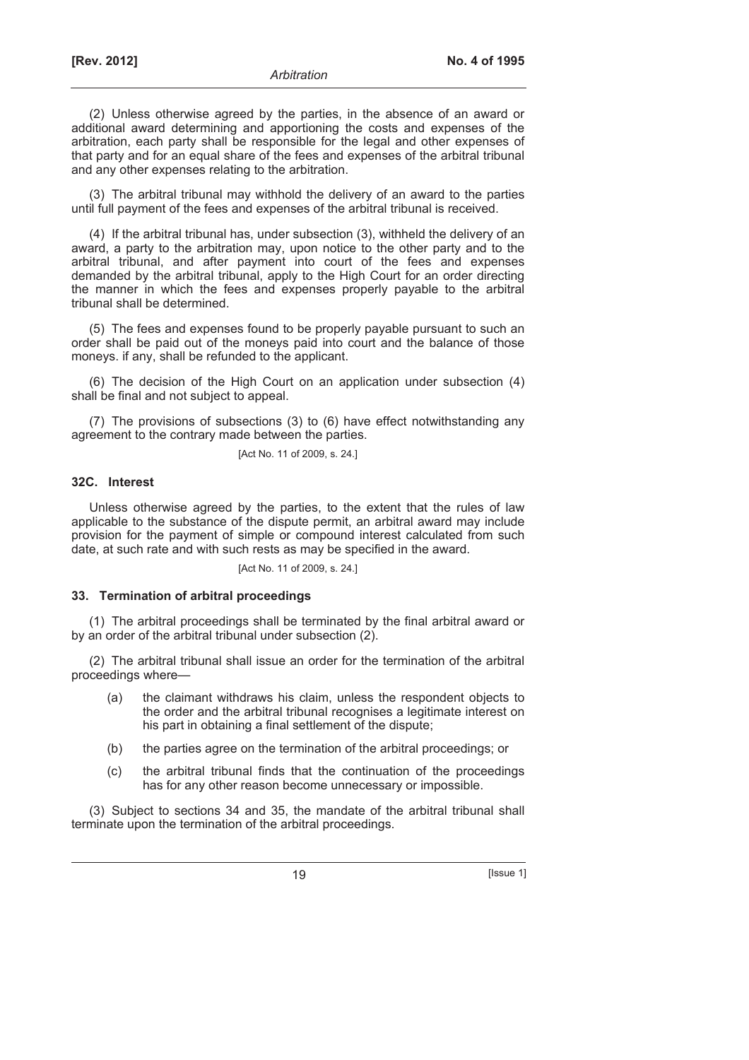(2) Unless otherwise agreed by the parties, in the absence of an award or additional award determining and apportioning the costs and expenses of the arbitration, each party shall be responsible for the legal and other expenses of that party and for an equal share of the fees and expenses of the arbitral tribunal and any other expenses relating to the arbitration.

(3) The arbitral tribunal may withhold the delivery of an award to the parties until full payment of the fees and expenses of the arbitral tribunal is received.

(4) If the arbitral tribunal has, under subsection (3), withheld the delivery of an award, a party to the arbitration may, upon notice to the other party and to the arbitral tribunal, and after payment into court of the fees and expenses demanded by the arbitral tribunal, apply to the High Court for an order directing the manner in which the fees and expenses properly payable to the arbitral tribunal shall be determined.

(5) The fees and expenses found to be properly payable pursuant to such an order shall be paid out of the moneys paid into court and the balance of those moneys. if any, shall be refunded to the applicant.

(6) The decision of the High Court on an application under subsection (4) shall be final and not subject to appeal.

(7) The provisions of subsections (3) to (6) have effect notwithstanding any agreement to the contrary made between the parties.

[Act No. 11 of 2009, s. 24.]

### 32C. Interest

Unless otherwise agreed by the parties, to the extent that the rules of law applicable to the substance of the dispute permit, an arbitral award may include provision for the payment of simple or compound interest calculated from such date, at such rate and with such rests as may be specified in the award.

[Act No. 11 of 2009, s. 24.]

### 33. Termination of arbitral proceedings

(1) The arbitral proceedings shall be terminated by the final arbitral award or by an order of the arbitral tribunal under subsection (2).

(2) The arbitral tribunal shall issue an order for the termination of the arbitral proceedings where—

- (a) the claimant withdraws his claim, unless the respondent objects to the order and the arbitral tribunal recognises a legitimate interest on his part in obtaining a final settlement of the dispute;
- (b) the parties agree on the termination of the arbitral proceedings; or
- (c) the arbitral tribunal finds that the continuation of the proceedings has for any other reason become unnecessary or impossible.

(3) Subject to sections 34 and 35, the mandate of the arbitral tribunal shall terminate upon the termination of the arbitral proceedings.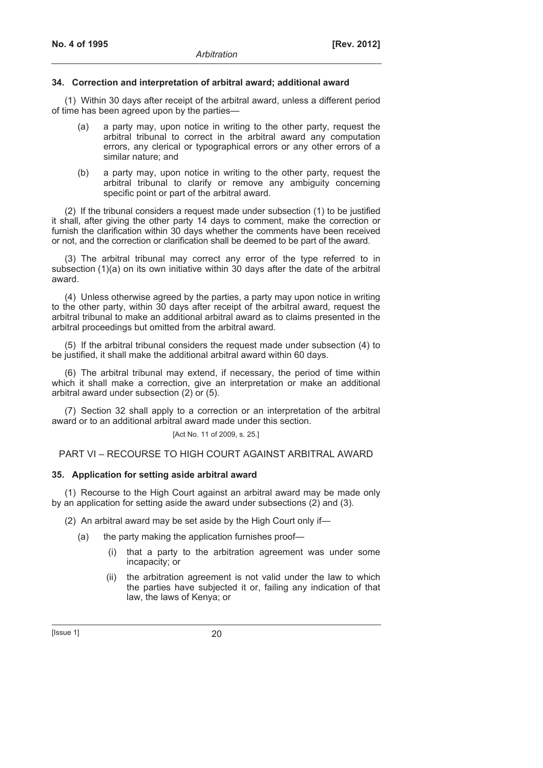### 34. Correction and interpretation of arbitral award; additional award

(1) Within 30 days after receipt of the arbitral award, unless a different period of time has been agreed upon by the parties—

- (a) a party may, upon notice in writing to the other party, request the arbitral tribunal to correct in the arbitral award any computation errors, any clerical or typographical errors or any other errors of a similar nature; and
- (b) a party may, upon notice in writing to the other party, request the arbitral tribunal to clarify or remove any ambiguity concerning specific point or part of the arbitral award.

(2) If the tribunal considers a request made under subsection (1) to be justified it shall, after giving the other party 14 days to comment, make the correction or furnish the clarification within 30 days whether the comments have been received or not, and the correction or clarification shall be deemed to be part of the award.

(3) The arbitral tribunal may correct any error of the type referred to in subsection (1)(a) on its own initiative within 30 days after the date of the arbitral award.

(4) Unless otherwise agreed by the parties, a party may upon notice in writing to the other party, within 30 days after receipt of the arbitral award, request the arbitral tribunal to make an additional arbitral award as to claims presented in the arbitral proceedings but omitted from the arbitral award.

(5) If the arbitral tribunal considers the request made under subsection (4) to be justified, it shall make the additional arbitral award within 60 days.

(6) The arbitral tribunal may extend, if necessary, the period of time within which it shall make a correction, give an interpretation or make an additional arbitral award under subsection (2) or (5).

(7) Section 32 shall apply to a correction or an interpretation of the arbitral award or to an additional arbitral award made under this section.

[Act No. 11 of 2009, s. 25.]

## PART VI – RECOURSE TO HIGH COURT AGAINST ARBITRAL AWARD

### 35. Application for setting aside arbitral award

(1) Recourse to the High Court against an arbitral award may be made only by an application for setting aside the award under subsections (2) and (3).

(2) An arbitral award may be set aside by the High Court only if—

- (a) the party making the application furnishes proof—
  - (i) that a party to the arbitration agreement was under some incapacity; or
  - (ii) the arbitration agreement is not valid under the law to which the parties have subjected it or, failing any indication of that law, the laws of Kenya; or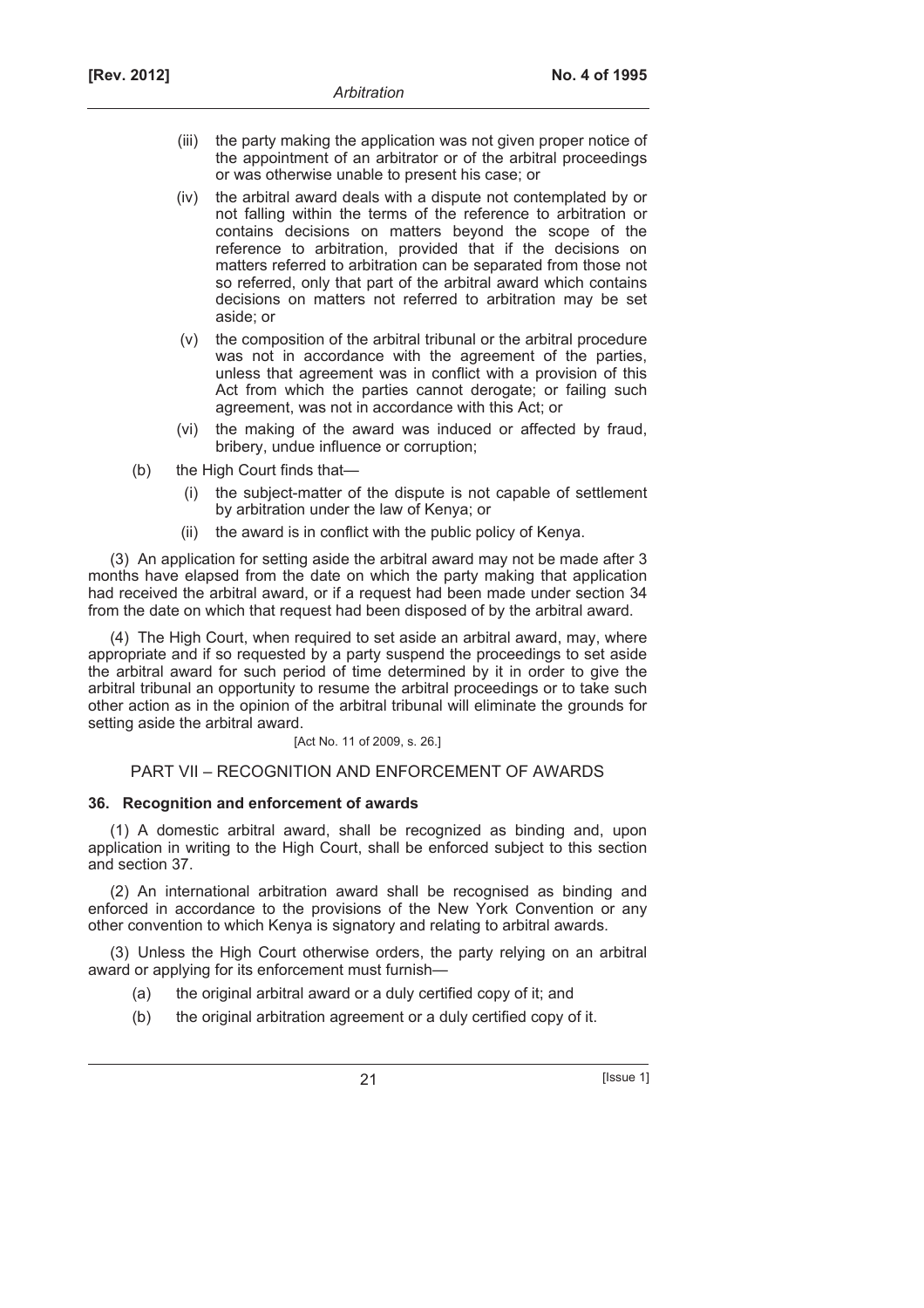(iii) the party making the application was not given proper notice of the appointment of an arbitrator or of the arbitral proceedings or was otherwise unable to present his case; or

(iv) the arbitral award deals with a dispute not contemplated by or not falling within the terms of the reference to arbitration or contains decisions on matters beyond the scope of the reference to arbitration, provided that if the decisions on matters referred to arbitration can be separated from those not so referred, only that part of the arbitral award which contains decisions on matters not referred to arbitration may be set aside; or

(v) the composition of the arbitral tribunal or the arbitral procedure was not in accordance with the agreement of the parties, unless that agreement was in conflict with a provision of this Act from which the parties cannot derogate; or failing such agreement, was not in accordance with this Act; or

(vi) the making of the award was induced or affected by fraud, bribery, undue influence or corruption;

(b) the High Court finds that—

(i) the subject-matter of the dispute is not capable of settlement by arbitration under the law of Kenya; or

(ii) the award is in conflict with the public policy of Kenya.

(3) An application for setting aside the arbitral award may not be made after 3 months have elapsed from the date on which the party making that application had received the arbitral award, or if a request had been made under section 34 from the date on which that request had been disposed of by the arbitral award.

(4) The High Court, when required to set aside an arbitral award, may, where appropriate and if so requested by a party suspend the proceedings to set aside the arbitral award for such period of time determined by it in order to give the arbitral tribunal an opportunity to resume the arbitral proceedings or to take such other action as in the opinion of the arbitral tribunal will eliminate the grounds for setting aside the arbitral award.

[Act No. 11 of 2009, s. 26.]

## PART VII – RECOGNITION AND ENFORCEMENT OF AWARDS

### 36. Recognition and enforcement of awards

(1) A domestic arbitral award, shall be recognized as binding and, upon application in writing to the High Court, shall be enforced subject to this section and section 37.

(2) An international arbitration award shall be recognised as binding and enforced in accordance to the provisions of the New York Convention or any other convention to which Kenya is signatory and relating to arbitral awards.

(3) Unless the High Court otherwise orders, the party relying on an arbitral award or applying for its enforcement must furnish—

(a) the original arbitral award or a duly certified copy of it; and

(b) the original arbitration agreement or a duly certified copy of it.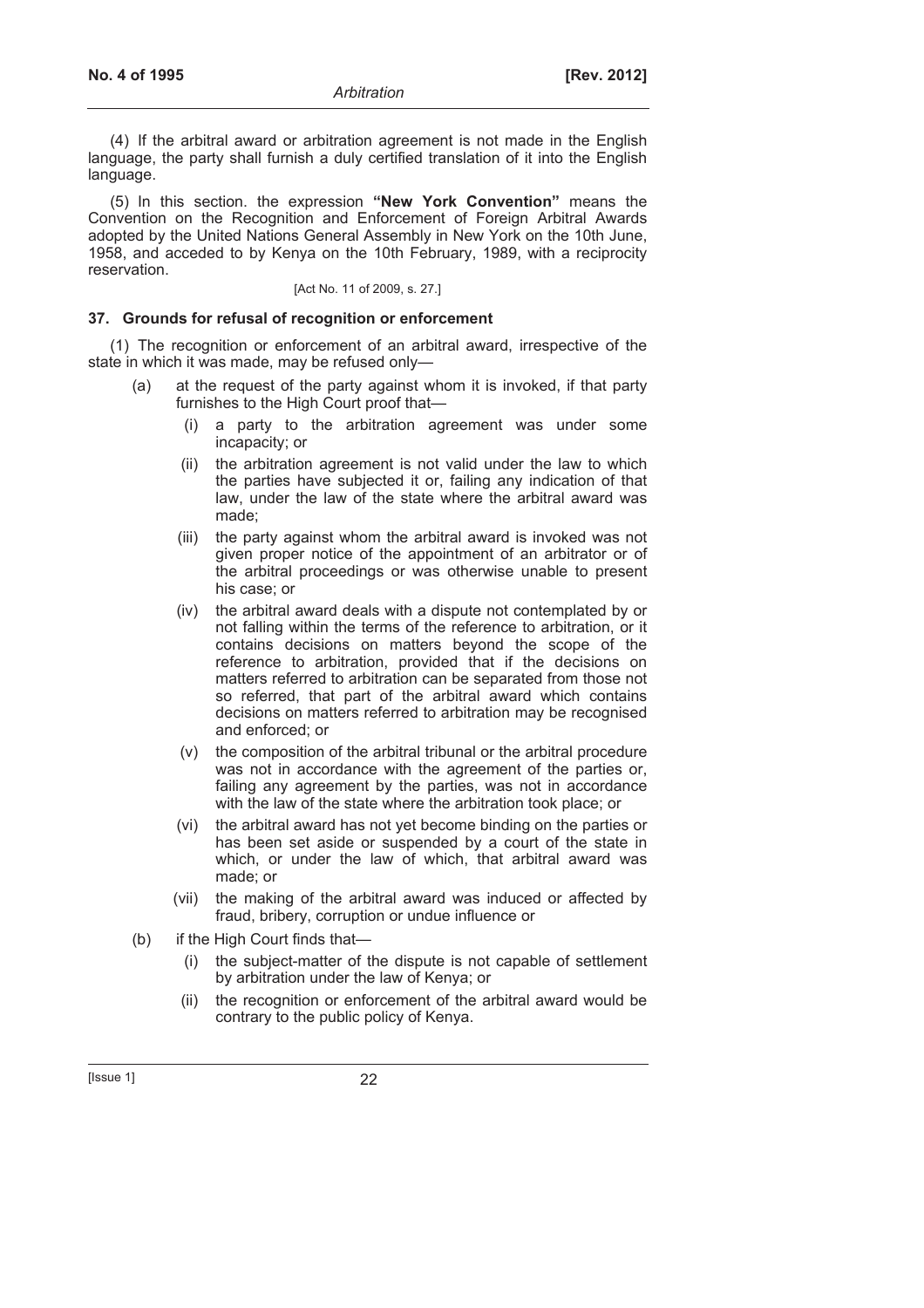(4) If the arbitral award or arbitration agreement is not made in the English language, the party shall furnish a duly certified translation of it into the English language.

(5) In this section. the expression **"New York Convention"** means the Convention on the Recognition and Enforcement of Foreign Arbitral Awards adopted by the United Nations General Assembly in New York on the 10th June, 1958, and acceded to by Kenya on the 10th February, 1989, with a reciprocity reservation.

[Act No. 11 of 2009, s. 27.]

**37. Grounds for refusal of recognition or enforcement**

(1) The recognition or enforcement of an arbitral award, irrespective of the state in which it was made, may be refused only—

(a) at the request of the party against whom it is invoked, if that party furnishes to the High Court proof that—

(i) a party to the arbitration agreement was under some incapacity; or

(ii) the arbitration agreement is not valid under the law to which the parties have subjected it or, failing any indication of that law, under the law of the state where the arbitral award was made;

(iii) the party against whom the arbitral award is invoked was not given proper notice of the appointment of an arbitrator or of the arbitral proceedings or was otherwise unable to present his case; or

(iv) the arbitral award deals with a dispute not contemplated by or not falling within the terms of the reference to arbitration, or it contains decisions on matters beyond the scope of the reference to arbitration, provided that if the decisions on matters referred to arbitration can be separated from those not so referred, that part of the arbitral award which contains decisions on matters referred to arbitration may be recognised and enforced; or

(v) the composition of the arbitral tribunal or the arbitral procedure was not in accordance with the agreement of the parties or, failing any agreement by the parties, was not in accordance with the law of the state where the arbitration took place; or

(vi) the arbitral award has not yet become binding on the parties or has been set aside or suspended by a court of the state in which, or under the law of which, that arbitral award was made; or

(vii) the making of the arbitral award was induced or affected by fraud, bribery, corruption or undue influence or

(b) if the High Court finds that—

(i) the subject-matter of the dispute is not capable of settlement by arbitration under the law of Kenya; or

(ii) the recognition or enforcement of the arbitral award would be contrary to the public policy of Kenya.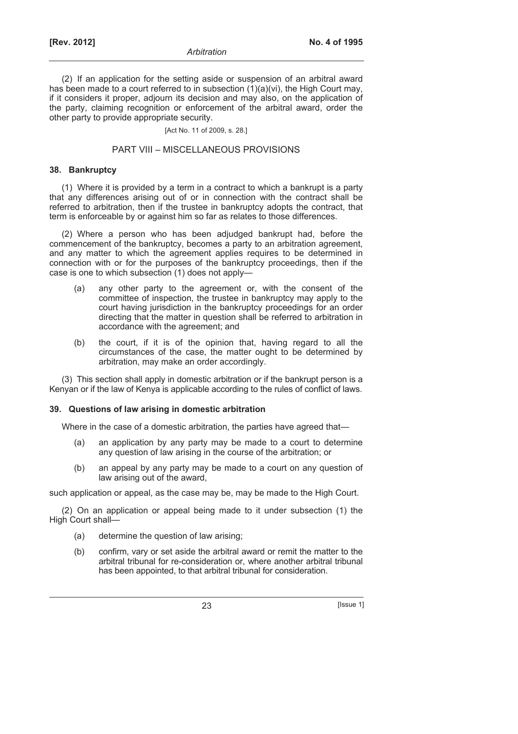(2) If an application for the setting aside or suspension of an arbitral award has been made to a court referred to in subsection (1)(a)(vi), the High Court may, if it considers it proper, adjourn its decision and may also, on the application of the party, claiming recognition or enforcement of the arbitral award, order the other party to provide appropriate security.

[Act No. 11 of 2009, s. 28.]

## PART VIII – MISCELLANEOUS PROVISIONS

### 38. Bankruptcy

(1) Where it is provided by a term in a contract to which a bankrupt is a party that any differences arising out of or in connection with the contract shall be referred to arbitration, then if the trustee in bankruptcy adopts the contract, that term is enforceable by or against him so far as relates to those differences.

(2) Where a person who has been adjudged bankrupt had, before the commencement of the bankruptcy, becomes a party to an arbitration agreement, and any matter to which the agreement applies requires to be determined in connection with or for the purposes of the bankruptcy proceedings, then if the case is one to which subsection (1) does not apply—

- (a) any other party to the agreement or, with the consent of the committee of inspection, the trustee in bankruptcy may apply to the court having jurisdiction in the bankruptcy proceedings for an order directing that the matter in question shall be referred to arbitration in accordance with the agreement; and
- (b) the court, if it is of the opinion that, having regard to all the circumstances of the case, the matter ought to be determined by arbitration, may make an order accordingly.

(3) This section shall apply in domestic arbitration or if the bankrupt person is a Kenyan or if the law of Kenya is applicable according to the rules of conflict of laws.

### 39. Questions of law arising in domestic arbitration

Where in the case of a domestic arbitration, the parties have agreed that—

- (a) an application by any party may be made to a court to determine any question of law arising in the course of the arbitration; or
- (b) an appeal by any party may be made to a court on any question of law arising out of the award,

such application or appeal, as the case may be, may be made to the High Court.

(2) On an application or appeal being made to it under subsection (1) the High Court shall—

- (a) determine the question of law arising;
- (b) confirm, vary or set aside the arbitral award or remit the matter to the arbitral tribunal for re-consideration or, where another arbitral tribunal has been appointed, to that arbitral tribunal for consideration.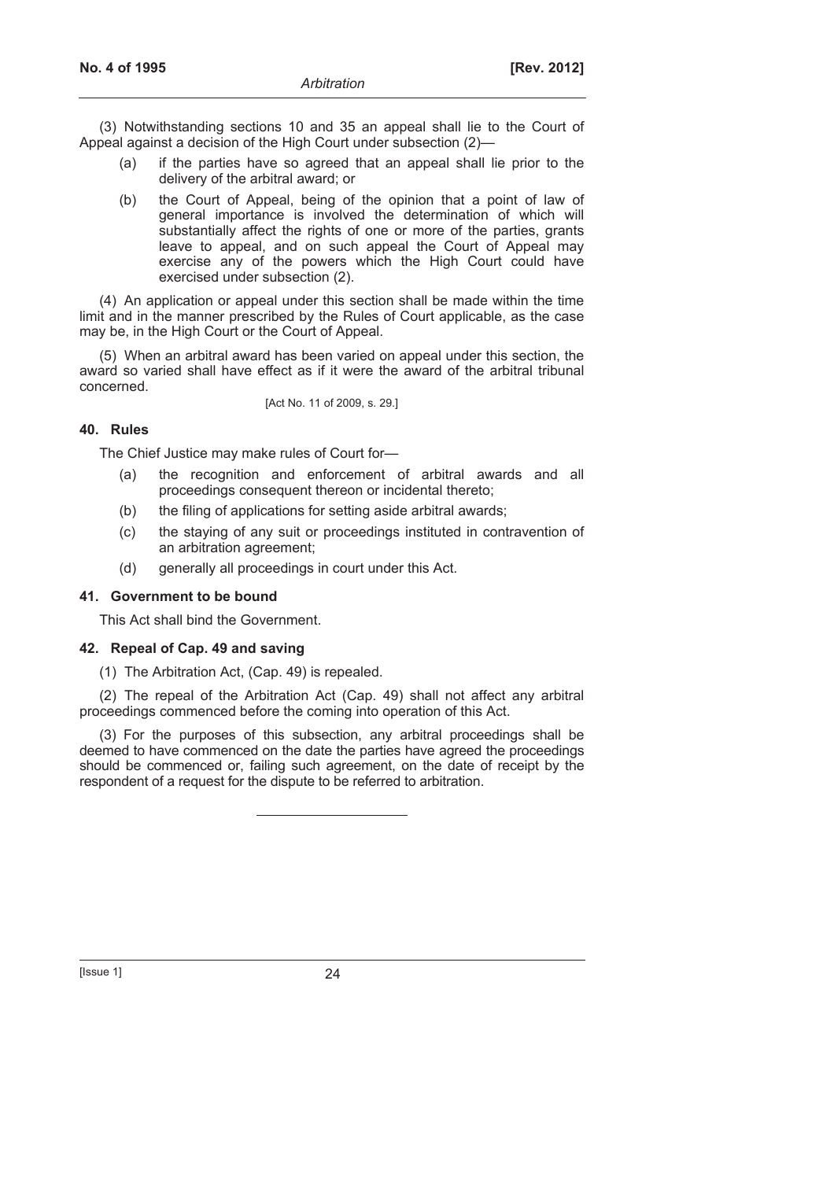(3) Notwithstanding sections 10 and 35 an appeal shall lie to the Court of Appeal against a decision of the High Court under subsection (2)—

(a) if the parties have so agreed that an appeal shall lie prior to the delivery of the arbitral award; or

(b) the Court of Appeal, being of the opinion that a point of law of general importance is involved the determination of which will substantially affect the rights of one or more of the parties, grants leave to appeal, and on such appeal the Court of Appeal may exercise any of the powers which the High Court could have exercised under subsection (2).

(4) An application or appeal under this section shall be made within the time limit and in the manner prescribed by the Rules of Court applicable, as the case may be, in the High Court or the Court of Appeal.

(5) When an arbitral award has been varied on appeal under this section, the award so varied shall have effect as if it were the award of the arbitral tribunal concerned.

[Act No. 11 of 2009, s. 29.]

### 40. Rules

The Chief Justice may make rules of Court for—

(a) the recognition and enforcement of arbitral awards and all proceedings consequent thereon or incidental thereto;

(b) the filing of applications for setting aside arbitral awards;

(c) the staying of any suit or proceedings instituted in contravention of an arbitration agreement;

(d) generally all proceedings in court under this Act.

### 41. Government to be bound

This Act shall bind the Government.

### 42. Repeal of Cap. 49 and saving

(1) The Arbitration Act, (Cap. 49) is repealed.

(2) The repeal of the Arbitration Act (Cap. 49) shall not affect any arbitral proceedings commenced before the coming into operation of this Act.

(3) For the purposes of this subsection, any arbitral proceedings shall be deemed to have commenced on the date the parties have agreed the proceedings should be commenced or, failing such agreement, on the date of receipt by the respondent of a request for the dispute to be referred to arbitration.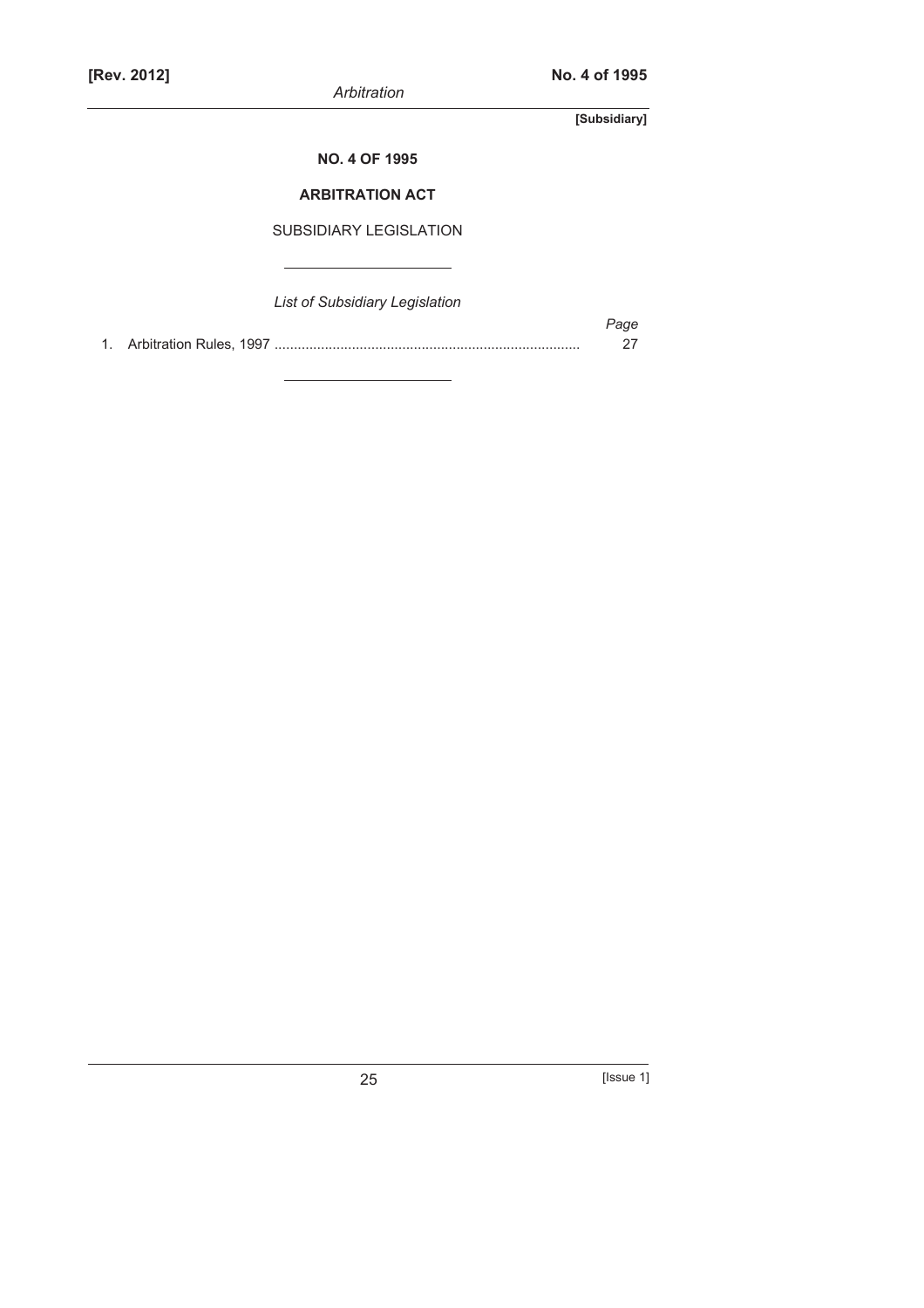**NO. 4 OF 1995**

**ARBITRATION ACT**

SUBSIDIARY LEGISLATION

*List of Subsidiary Legislation*

| | | *Page* |
|---|---|---|
| 1. | Arbitration Rules, 1997 | 27 |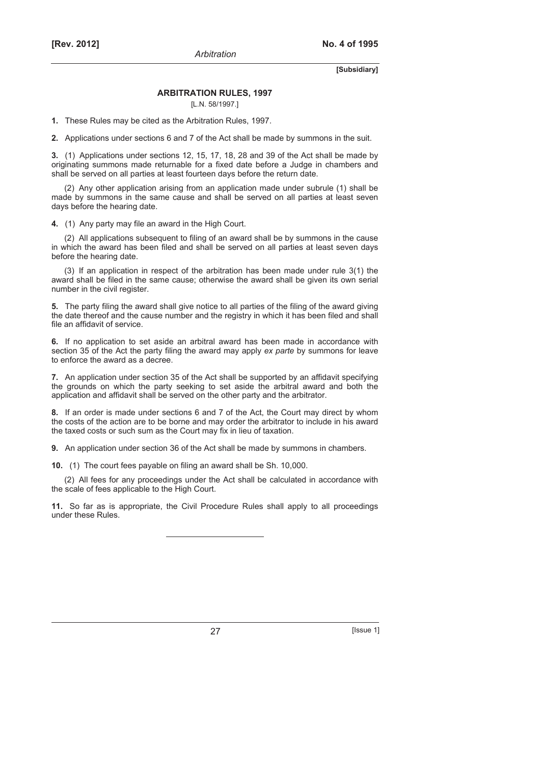[Subsidiary]

## ARBITRATION RULES, 1997

[L.N. 58/1997.]

**1.** These Rules may be cited as the Arbitration Rules, 1997.

**2.** Applications under sections 6 and 7 of the Act shall be made by summons in the suit.

**3.** (1) Applications under sections 12, 15, 17, 18, 28 and 39 of the Act shall be made by originating summons made returnable for a fixed date before a Judge in chambers and shall be served on all parties at least fourteen days before the return date.

(2) Any other application arising from an application made under subrule (1) shall be made by summons in the same cause and shall be served on all parties at least seven days before the hearing date.

**4.** (1) Any party may file an award in the High Court.

(2) All applications subsequent to filing of an award shall be by summons in the cause in which the award has been filed and shall be served on all parties at least seven days before the hearing date.

(3) If an application in respect of the arbitration has been made under rule 3(1) the award shall be filed in the same cause; otherwise the award shall be given its own serial number in the civil register.

**5.** The party filing the award shall give notice to all parties of the filing of the award giving the date thereof and the cause number and the registry in which it has been filed and shall file an affidavit of service.

**6.** If no application to set aside an arbitral award has been made in accordance with section 35 of the Act the party filing the award may apply *ex parte* by summons for leave to enforce the award as a decree.

**7.** An application under section 35 of the Act shall be supported by an affidavit specifying the grounds on which the party seeking to set aside the arbitral award and both the application and affidavit shall be served on the other party and the arbitrator.

**8.** If an order is made under sections 6 and 7 of the Act, the Court may direct by whom the costs of the action are to be borne and may order the arbitrator to include in his award the taxed costs or such sum as the Court may fix in lieu of taxation.

**9.** An application under section 36 of the Act shall be made by summons in chambers.

**10.** (1) The court fees payable on filing an award shall be Sh. 10,000.

(2) All fees for any proceedings under the Act shall be calculated in accordance with the scale of fees applicable to the High Court.

**11.** So far as is appropriate, the Civil Procedure Rules shall apply to all proceedings under these Rules.